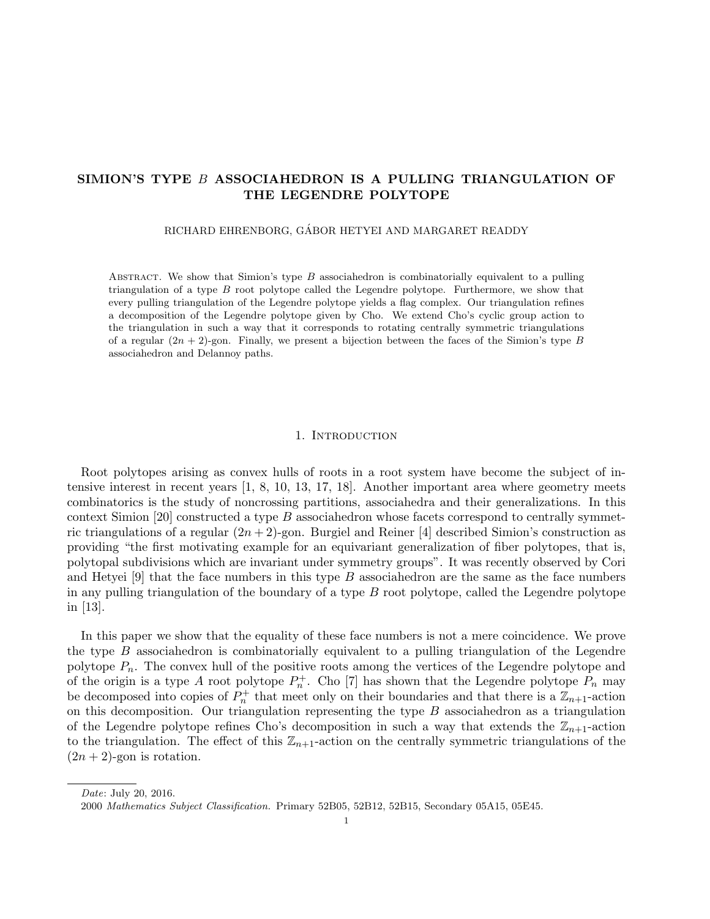# SIMION'S TYPE $B$ ASSOCIAHEDRON IS A PULLING TRIANGULATION OF THE LEGENDRE POLYTOPE

RICHARD EHRENBORG, GÁBOR HETYEI AND MARGARET READDY

Abstract. We show that Simion's type $B$ associahedron is combinatorially equivalent to a pulling triangulation of a type $B$ root polytope called the Legendre polytope. Furthermore, we show that every pulling triangulation of the Legendre polytope yields a flag complex. Our triangulation refines a decomposition of the Legendre polytope given by Cho. We extend Cho's cyclic group action to the triangulation in such a way that it corresponds to rotating centrally symmetric triangulations of a regular $(2n + 2)$-gon. Finally, we present a bijection between the faces of the Simion's type $B$ associahedron and Delannoy paths.

## 1. Introduction

Root polytopes arising as convex hulls of roots in a root system have become the subject of intensive interest in recent years [1, 8, 10, 13, 17, 18]. Another important area where geometry meets combinatorics is the study of noncrossing partitions, associahedra and their generalizations. In this context Simion [20] constructed a type $B$ associahedron whose facets correspond to centrally symmetric triangulations of a regular $(2n + 2)$-gon. Burgiel and Reiner [4] described Simion's construction as providing "the first motivating example for an equivariant generalization of fiber polytopes, that is, polytopal subdivisions which are invariant under symmetry groups". It was recently observed by Cori and Hetyei [9] that the face numbers in this type $B$ associahedron are the same as the face numbers in any pulling triangulation of the boundary of a type $B$ root polytope, called the Legendre polytope in [13].

In this paper we show that the equality of these face numbers is not a mere coincidence. We prove the type $B$ associahedron is combinatorially equivalent to a pulling triangulation of the Legendre polytope $P_n$. The convex hull of the positive roots among the vertices of the Legendre polytope and of the origin is a type $A$ root polytope $P_n^+$. Cho [7] has shown that the Legendre polytope $P_n$ may be decomposed into copies of $P_n^+$ that meet only on their boundaries and that there is a $\mathbb{Z}_{n+1}$-action on this decomposition. Our triangulation representing the type $B$ associahedron as a triangulation of the Legendre polytope refines Cho's decomposition in such a way that extends the $\mathbb{Z}_{n+1}$-action to the triangulation. The effect of this $\mathbb{Z}_{n+1}$-action on the centrally symmetric triangulations of the $(2n + 2)$-gon is rotation.

*Date*: July 20, 2016.

2000 *Mathematics Subject Classification.* Primary 52B05, 52B12, 52B15, Secondary 05A15, 05E45.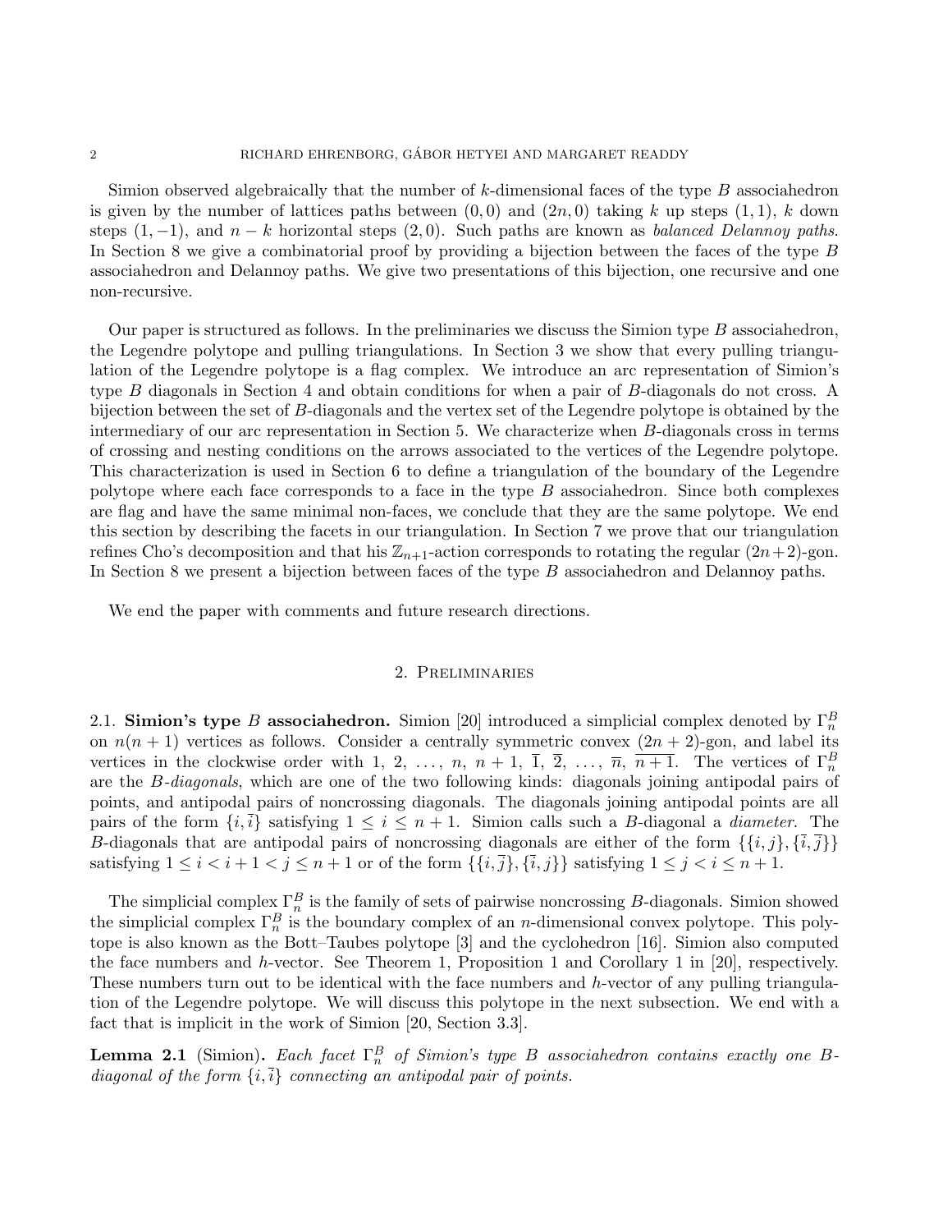Simion observed algebraically that the number of $k$-dimensional faces of the type $B$ associahedron is given by the number of lattices paths between $(0,0)$ and $(2n,0)$ taking $k$ up steps $(1,1)$, $k$ down steps $(1,-1)$, and $n-k$ horizontal steps $(2,0)$. Such paths are known as *balanced Delannoy paths*. In Section 8 we give a combinatorial proof by providing a bijection between the faces of the type $B$ associahedron and Delannoy paths. We give two presentations of this bijection, one recursive and one non-recursive.

Our paper is structured as follows. In the preliminaries we discuss the Simion type $B$ associahedron, the Legendre polytope and pulling triangulations. In Section 3 we show that every pulling triangulation of the Legendre polytope is a flag complex. We introduce an arc representation of Simion's type $B$ diagonals in Section 4 and obtain conditions for when a pair of $B$-diagonals do not cross. A bijection between the set of $B$-diagonals and the vertex set of the Legendre polytope is obtained by the intermediary of our arc representation in Section 5. We characterize when $B$-diagonals cross in terms of crossing and nesting conditions on the arrows associated to the vertices of the Legendre polytope. This characterization is used in Section 6 to define a triangulation of the boundary of the Legendre polytope where each face corresponds to a face in the type $B$ associahedron. Since both complexes are flag and have the same minimal non-faces, we conclude that they are the same polytope. We end this section by describing the facets in our triangulation. In Section 7 we prove that our triangulation refines Cho's decomposition and that his $\mathbb{Z}_{n+1}$-action corresponds to rotating the regular $(2n+2)$-gon. In Section 8 we present a bijection between faces of the type $B$ associahedron and Delannoy paths.

We end the paper with comments and future research directions.

## 2. Preliminaries

**2.1. Simion's type $B$ associahedron.** Simion [20] introduced a simplicial complex denoted by $\Gamma_n^B$ on $n(n+1)$ vertices as follows. Consider a centrally symmetric convex $(2n+2)$-gon, and label its vertices in the clockwise order with $1, 2, \ldots, n, n+1, \overline{1}, \overline{2}, \ldots, \overline{n}, \overline{n+1}$. The vertices of $\Gamma_n^B$ are the *$B$-diagonals*, which are one of the two following kinds: diagonals joining antipodal pairs of points, and antipodal pairs of noncrossing diagonals. The diagonals joining antipodal points are all pairs of the form $\{i, \overline{i}\}$ satisfying $1 \leq i \leq n+1$. Simion calls such a $B$-diagonal a *diameter*. The $B$-diagonals that are antipodal pairs of noncrossing diagonals are either of the form $\{\{i,j\}, \{\overline{i}, \overline{j}\}\}$ satisfying $1 \leq i < i+1 < j \leq n+1$ or of the form $\{\{i, \overline{j}\}, \{\overline{i}, j\}\}$ satisfying $1 \leq j < i \leq n+1$.

The simplicial complex $\Gamma_n^B$ is the family of sets of pairwise noncrossing $B$-diagonals. Simion showed the simplicial complex $\Gamma_n^B$ is the boundary complex of an $n$-dimensional convex polytope. This polytope is also known as the Bott–Taubes polytope [3] and the cyclohedron [16]. Simion also computed the face numbers and $h$-vector. See Theorem 1, Proposition 1 and Corollary 1 in [20], respectively. These numbers turn out to be identical with the face numbers and $h$-vector of any pulling triangulation of the Legendre polytope. We will discuss this polytope in the next subsection. We end with a fact that is implicit in the work of Simion [20, Section 3.3].

**Lemma 2.1** (Simion)**.** *Each facet $\Gamma_n^B$ of Simion's type $B$ associahedron contains exactly one $B$-diagonal of the form $\{i, \overline{i}\}$ connecting an antipodal pair of points.*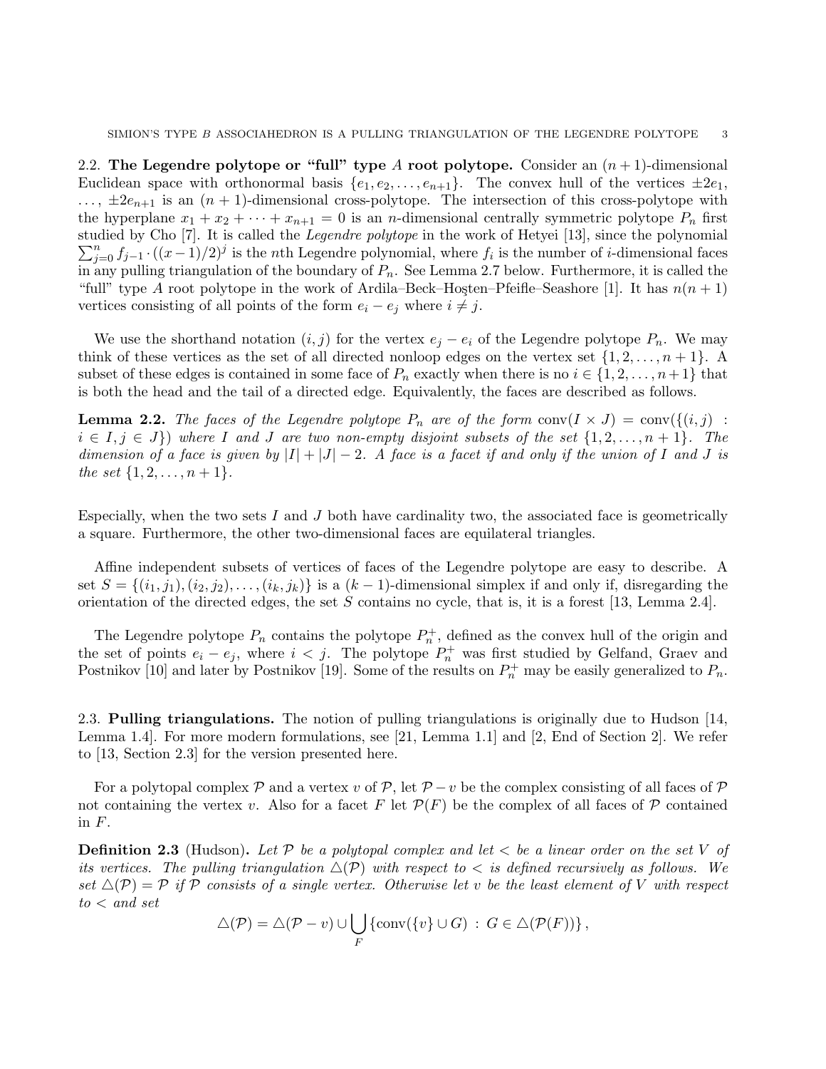2.2. **The Legendre polytope or "full" type $A$ root polytope.** Consider an $(n+1)$-dimensional Euclidean space with orthonormal basis $\{e_1, e_2, \ldots, e_{n+1}\}$. The convex hull of the vertices $\pm 2e_1$, $\ldots$, $\pm 2e_{n+1}$ is an $(n+1)$-dimensional cross-polytope. The intersection of this cross-polytope with the hyperplane $x_1 + x_2 + \cdots + x_{n+1} = 0$ is an $n$-dimensional centrally symmetric polytope $P_n$ first studied by Cho [7]. It is called the *Legendre polytope* in the work of Hetyei [13], since the polynomial $\sum_{j=0}^{n} f_{j-1} \cdot ((x-1)/2)^j$ is the $n$th Legendre polynomial, where $f_i$ is the number of $i$-dimensional faces in any pulling triangulation of the boundary of $P_n$. See Lemma 2.7 below. Furthermore, it is called the "full" type $A$ root polytope in the work of Ardila–Beck–Hoşten–Pfeifle–Seashore [1]. It has $n(n+1)$ vertices consisting of all points of the form $e_i - e_j$ where $i \neq j$.

We use the shorthand notation $(i,j)$ for the vertex $e_j - e_i$ of the Legendre polytope $P_n$. We may think of these vertices as the set of all directed nonloop edges on the vertex set $\{1, 2, \ldots, n+1\}$. A subset of these edges is contained in some face of $P_n$ exactly when there is no $i \in \{1, 2, \ldots, n+1\}$ that is both the head and the tail of a directed edge. Equivalently, the faces are described as follows.

**Lemma 2.2.** *The faces of the Legendre polytope $P_n$ are of the form $\operatorname{conv}(I \times J) = \operatorname{conv}(\{(i,j) : i \in I, j \in J\})$ where $I$ and $J$ are two non-empty disjoint subsets of the set $\{1, 2, \ldots, n+1\}$. The dimension of a face is given by $|I| + |J| - 2$. A face is a facet if and only if the union of $I$ and $J$ is the set $\{1, 2, \ldots, n+1\}$.*

Especially, when the two sets $I$ and $J$ both have cardinality two, the associated face is geometrically a square. Furthermore, the other two-dimensional faces are equilateral triangles.

Affine independent subsets of vertices of faces of the Legendre polytope are easy to describe. A set $S = \{(i_1, j_1), (i_2, j_2), \ldots, (i_k, j_k)\}$ is a $(k-1)$-dimensional simplex if and only if, disregarding the orientation of the directed edges, the set $S$ contains no cycle, that is, it is a forest [13, Lemma 2.4].

The Legendre polytope $P_n$ contains the polytope $P_n^+$, defined as the convex hull of the origin and the set of points $e_i - e_j$, where $i < j$. The polytope $P_n^+$ was first studied by Gelfand, Graev and Postnikov [10] and later by Postnikov [19]. Some of the results on $P_n^+$ may be easily generalized to $P_n$.

2.3. **Pulling triangulations.** The notion of pulling triangulations is originally due to Hudson [14, Lemma 1.4]. For more modern formulations, see [21, Lemma 1.1] and [2, End of Section 2]. We refer to [13, Section 2.3] for the version presented here.

For a polytopal complex $\mathcal{P}$ and a vertex $v$ of $\mathcal{P}$, let $\mathcal{P} - v$ be the complex consisting of all faces of $\mathcal{P}$ not containing the vertex $v$. Also for a facet $F$ let $\mathcal{P}(F)$ be the complex of all faces of $\mathcal{P}$ contained in $F$.

**Definition 2.3** (Hudson). *Let $\mathcal{P}$ be a polytopal complex and let $<$ be a linear order on the set $V$ of its vertices. The pulling triangulation $\triangle(\mathcal{P})$ with respect to $<$ is defined recursively as follows. We set $\triangle(\mathcal{P}) = \mathcal{P}$ if $\mathcal{P}$ consists of a single vertex. Otherwise let $v$ be the least element of $V$ with respect to $<$ and set*

$$\triangle(\mathcal{P}) = \triangle(\mathcal{P} - v) \cup \bigcup_{F} \{\operatorname{conv}(\{v\} \cup G) \,:\, G \in \triangle(\mathcal{P}(F))\},$$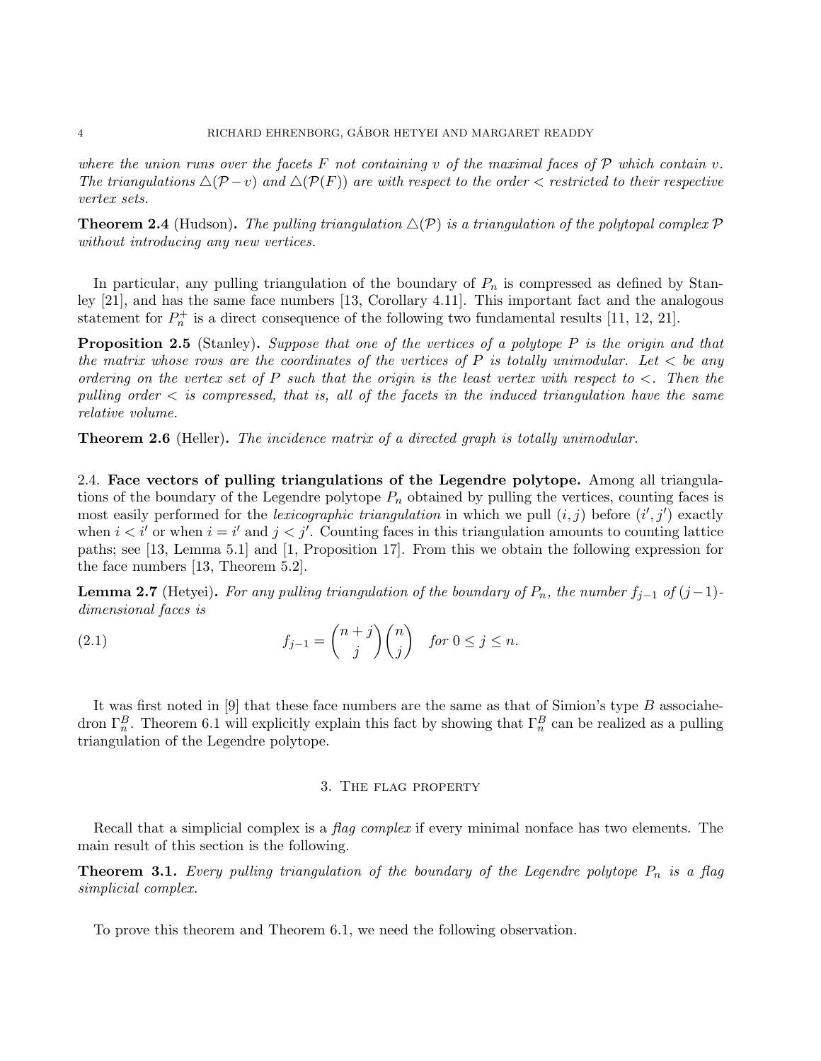*where the union runs over the facets $F$ not containing $v$ of the maximal faces of $\mathcal{P}$ which contain $v$. The triangulations $\triangle(\mathcal{P} - v)$ and $\triangle(\mathcal{P}(F))$ are with respect to the order $<$ restricted to their respective vertex sets.*

**Theorem 2.4** (Hudson)**.** *The pulling triangulation $\triangle(\mathcal{P})$ is a triangulation of the polytopal complex $\mathcal{P}$ without introducing any new vertices.*

In particular, any pulling triangulation of the boundary of $P_n$ is compressed as defined by Stanley [21], and has the same face numbers [13, Corollary 4.11]. This important fact and the analogous statement for $P_n^+$ is a direct consequence of the following two fundamental results [11, 12, 21].

**Proposition 2.5** (Stanley)**.** *Suppose that one of the vertices of a polytope $P$ is the origin and that the matrix whose rows are the coordinates of the vertices of $P$ is totally unimodular. Let $<$ be any ordering on the vertex set of $P$ such that the origin is the least vertex with respect to $<$. Then the pulling order $<$ is compressed, that is, all of the facets in the induced triangulation have the same relative volume.*

**Theorem 2.6** (Heller)**.** *The incidence matrix of a directed graph is totally unimodular.*

### 2.4. Face vectors of pulling triangulations of the Legendre polytope.

Among all triangulations of the boundary of the Legendre polytope $P_n$ obtained by pulling the vertices, counting faces is most easily performed for the *lexicographic triangulation* in which we pull $(i, j)$ before $(i', j')$ exactly when $i < i'$ or when $i = i'$ and $j < j'$. Counting faces in this triangulation amounts to counting lattice paths; see [13, Lemma 5.1] and [1, Proposition 17]. From this we obtain the following expression for the face numbers [13, Theorem 5.2].

**Lemma 2.7** (Hetyei)**.** *For any pulling triangulation of the boundary of $P_n$, the number $f_{j-1}$ of $(j-1)$-dimensional faces is*

$$f_{j-1} = \binom{n+j}{j}\binom{n}{j} \quad \text{for } 0 \leq j \leq n. \tag{2.1}$$

It was first noted in [9] that these face numbers are the same as that of Simion's type $B$ associahedron $\Gamma_n^B$. Theorem 6.1 will explicitly explain this fact by showing that $\Gamma_n^B$ can be realized as a pulling triangulation of the Legendre polytope.

## 3. The flag property

Recall that a simplicial complex is a *flag complex* if every minimal nonface has two elements. The main result of this section is the following.

**Theorem 3.1.** *Every pulling triangulation of the boundary of the Legendre polytope $P_n$ is a flag simplicial complex.*

To prove this theorem and Theorem 6.1, we need the following observation.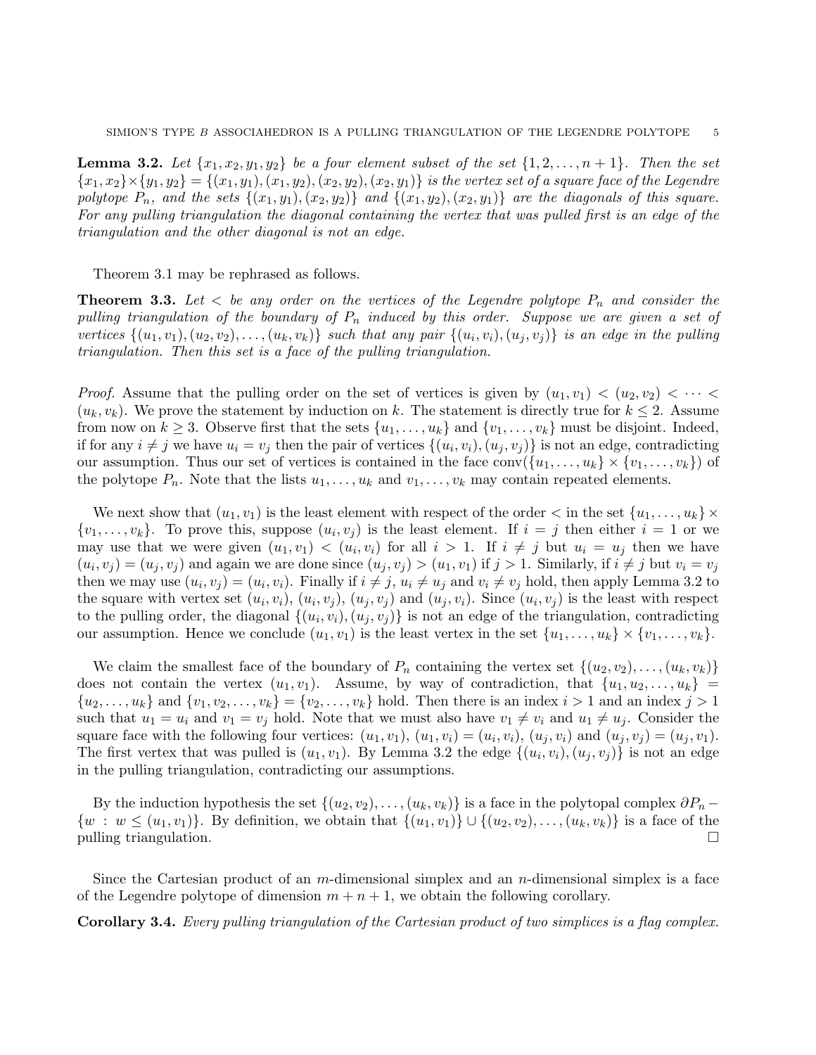**Lemma 3.2.** *Let $\{x_1, x_2, y_1, y_2\}$ be a four element subset of the set $\{1, 2, \ldots, n+1\}$. Then the set $\{x_1, x_2\} \times \{y_1, y_2\} = \{(x_1, y_1), (x_1, y_2), (x_2, y_2), (x_2, y_1)\}$ is the vertex set of a square face of the Legendre polytope $P_n$, and the sets $\{(x_1, y_1), (x_2, y_2)\}$ and $\{(x_1, y_2), (x_2, y_1)\}$ are the diagonals of this square. For any pulling triangulation the diagonal containing the vertex that was pulled first is an edge of the triangulation and the other diagonal is not an edge.*

Theorem 3.1 may be rephrased as follows.

**Theorem 3.3.** *Let $<$ be any order on the vertices of the Legendre polytope $P_n$ and consider the pulling triangulation of the boundary of $P_n$ induced by this order. Suppose we are given a set of vertices $\{(u_1, v_1), (u_2, v_2), \ldots, (u_k, v_k)\}$ such that any pair $\{(u_i, v_i), (u_j, v_j)\}$ is an edge in the pulling triangulation. Then this set is a face of the pulling triangulation.*

*Proof.* Assume that the pulling order on the set of vertices is given by $(u_1, v_1) < (u_2, v_2) < \cdots < (u_k, v_k)$. We prove the statement by induction on $k$. The statement is directly true for $k \leq 2$. Assume from now on $k \geq 3$. Observe first that the sets $\{u_1, \ldots, u_k\}$ and $\{v_1, \ldots, v_k\}$ must be disjoint. Indeed, if for any $i \neq j$ we have $u_i = v_j$ then the pair of vertices $\{(u_i, v_i), (u_j, v_j)\}$ is not an edge, contradicting our assumption. Thus our set of vertices is contained in the face $\operatorname{conv}(\{u_1, \ldots, u_k\} \times \{v_1, \ldots, v_k\})$ of the polytope $P_n$. Note that the lists $u_1, \ldots, u_k$ and $v_1, \ldots, v_k$ may contain repeated elements.

We next show that $(u_1, v_1)$ is the least element with respect of the order $<$ in the set $\{u_1, \ldots, u_k\} \times \{v_1, \ldots, v_k\}$. To prove this, suppose $(u_i, v_j)$ is the least element. If $i = j$ then either $i = 1$ or we may use that we were given $(u_1, v_1) < (u_i, v_i)$ for all $i > 1$. If $i \neq j$ but $u_i = u_j$ then we have $(u_i, v_j) = (u_j, v_j)$ and again we are done since $(u_j, v_j) > (u_1, v_1)$ if $j > 1$. Similarly, if $i \neq j$ but $v_i = v_j$ then we may use $(u_i, v_j) = (u_i, v_i)$. Finally if $i \neq j$, $u_i \neq u_j$ and $v_i \neq v_j$ hold, then apply Lemma 3.2 to the square with vertex set $(u_i, v_i)$, $(u_i, v_j)$, $(u_j, v_j)$ and $(u_j, v_i)$. Since $(u_i, v_j)$ is the least with respect to the pulling order, the diagonal $\{(u_i, v_i), (u_j, v_j)\}$ is not an edge of the triangulation, contradicting our assumption. Hence we conclude $(u_1, v_1)$ is the least vertex in the set $\{u_1, \ldots, u_k\} \times \{v_1, \ldots, v_k\}$.

We claim the smallest face of the boundary of $P_n$ containing the vertex set $\{(u_2, v_2), \ldots, (u_k, v_k)\}$ does not contain the vertex $(u_1, v_1)$. Assume, by way of contradiction, that $\{u_1, u_2, \ldots, u_k\} = \{u_2, \ldots, u_k\}$ and $\{v_1, v_2, \ldots, v_k\} = \{v_2, \ldots, v_k\}$ hold. Then there is an index $i > 1$ and an index $j > 1$ such that $u_1 = u_i$ and $v_1 = v_j$ hold. Note that we must also have $v_1 \neq v_i$ and $u_1 \neq u_j$. Consider the square face with the following four vertices: $(u_1, v_1)$, $(u_1, v_i) = (u_i, v_i)$, $(u_j, v_i)$ and $(u_j, v_j) = (u_j, v_1)$. The first vertex that was pulled is $(u_1, v_1)$. By Lemma 3.2 the edge $\{(u_i, v_i), (u_j, v_j)\}$ is not an edge in the pulling triangulation, contradicting our assumptions.

By the induction hypothesis the set $\{(u_2, v_2), \ldots, (u_k, v_k)\}$ is a face in the polytopal complex $\partial P_n - \{w : w \leq (u_1, v_1)\}$. By definition, we obtain that $\{(u_1, v_1)\} \cup \{(u_2, v_2), \ldots, (u_k, v_k)\}$ is a face of the pulling triangulation. $\square$

Since the Cartesian product of an $m$-dimensional simplex and an $n$-dimensional simplex is a face of the Legendre polytope of dimension $m + n + 1$, we obtain the following corollary.

**Corollary 3.4.** *Every pulling triangulation of the Cartesian product of two simplices is a flag complex.*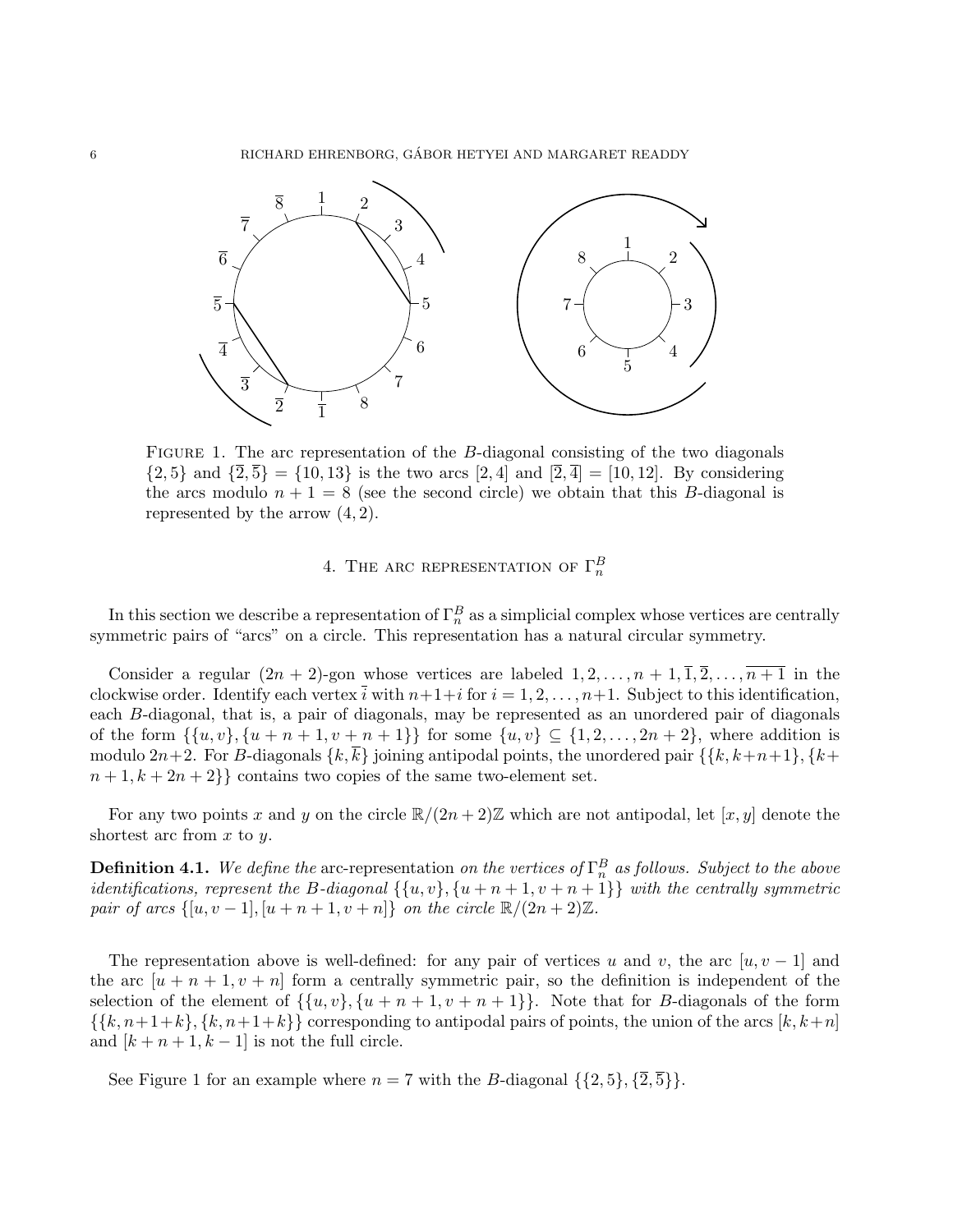FIGURE 1. The arc representation of the $B$-diagonal consisting of the two diagonals $\{2, 5\}$ and $\{\overline{2}, \overline{5}\} = \{10, 13\}$ is the two arcs $[2, 4]$ and $[\overline{2}, \overline{4}] = [10, 12]$. By considering the arcs modulo $n + 1 = 8$ (see the second circle) we obtain that this $B$-diagonal is represented by the arrow $(4, 2)$.

## 4. THE ARC REPRESENTATION OF $\Gamma_n^B$

In this section we describe a representation of $\Gamma_n^B$ as a simplicial complex whose vertices are centrally symmetric pairs of "arcs" on a circle. This representation has a natural circular symmetry.

Consider a regular $(2n + 2)$-gon whose vertices are labeled $1, 2, \ldots, n + 1, \overline{1}, \overline{2}, \ldots, \overline{n+1}$ in the clockwise order. Identify each vertex $\overline{i}$ with $n+1+i$ for $i = 1, 2, \ldots, n+1$. Subject to this identification, each $B$-diagonal, that is, a pair of diagonals, may be represented as an unordered pair of diagonals of the form $\{\{u, v\}, \{u + n + 1, v + n + 1\}\}$ for some $\{u, v\} \subseteq \{1, 2, \ldots, 2n + 2\}$, where addition is modulo $2n+2$. For $B$-diagonals $\{k, \overline{k}\}$ joining antipodal points, the unordered pair $\{\{k, k+n+1\}, \{k+n + 1, k + 2n + 2\}\}$ contains two copies of the same two-element set.

For any two points $x$ and $y$ on the circle $\mathbb{R}/(2n + 2)\mathbb{Z}$ which are not antipodal, let $[x, y]$ denote the shortest arc from $x$ to $y$.

**Definition 4.1.** *We define the* arc-representation *on the vertices of $\Gamma_n^B$ as follows. Subject to the above identifications, represent the $B$-diagonal $\{\{u, v\}, \{u + n + 1, v + n + 1\}\}$ with the centrally symmetric pair of arcs $\{[u, v - 1], [u + n + 1, v + n]\}$ on the circle $\mathbb{R}/(2n + 2)\mathbb{Z}$.*

The representation above is well-defined: for any pair of vertices $u$ and $v$, the arc $[u, v - 1]$ and the arc $[u + n + 1, v + n]$ form a centrally symmetric pair, so the definition is independent of the selection of the element of $\{\{u, v\}, \{u + n + 1, v + n + 1\}\}$. Note that for $B$-diagonals of the form $\{\{k, n+1+k\}, \{k, n+1+k\}\}$ corresponding to antipodal pairs of points, the union of the arcs $[k, k+n]$ and $[k + n + 1, k - 1]$ is not the full circle.

See Figure 1 for an example where $n = 7$ with the $B$-diagonal $\{\{2, 5\}, \{\overline{2}, \overline{5}\}\}$.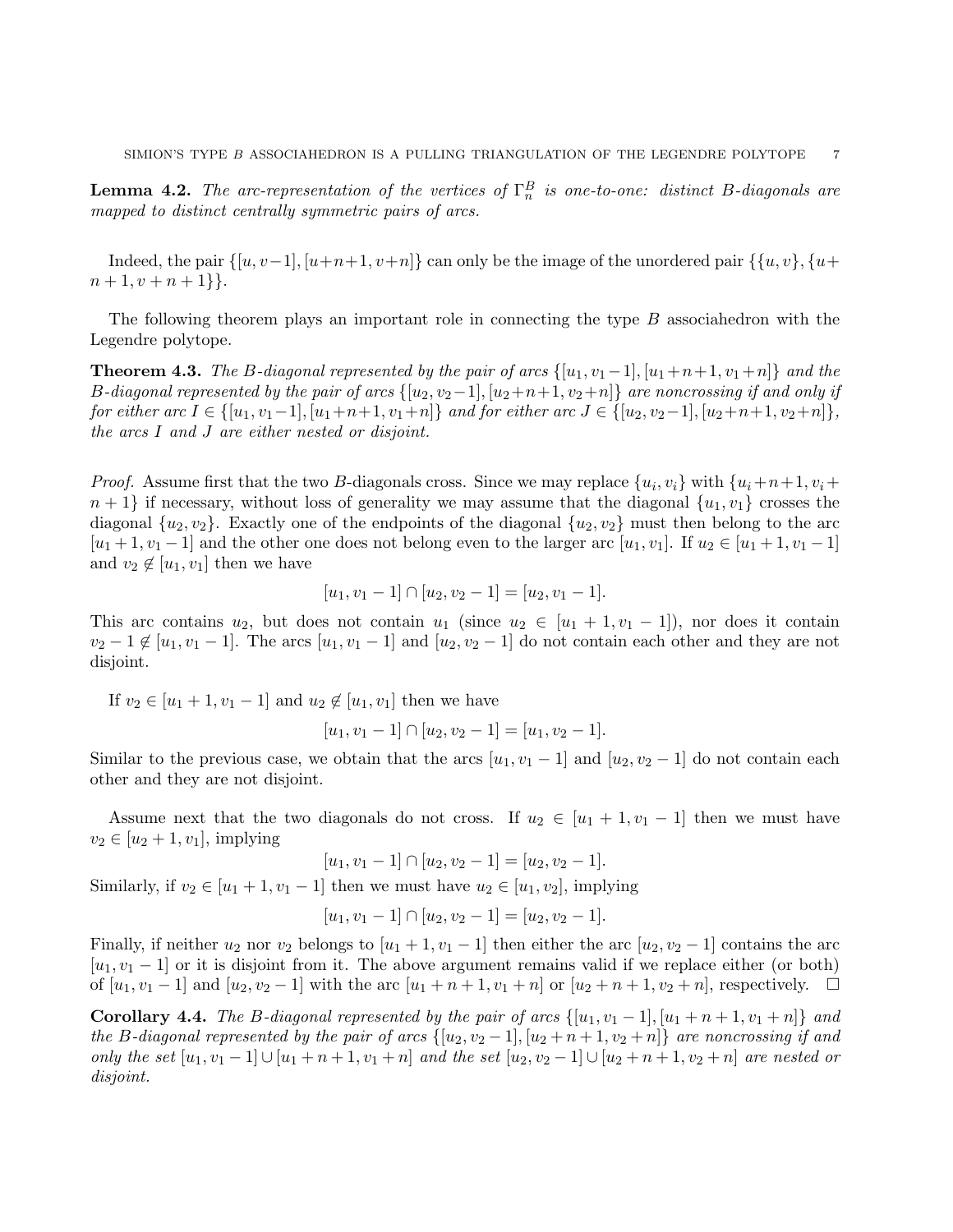**Lemma 4.2.** *The arc-representation of the vertices of $\Gamma_n^B$ is one-to-one: distinct B-diagonals are mapped to distinct centrally symmetric pairs of arcs.*

Indeed, the pair $\{[u, v-1], [u+n+1, v+n]\}$ can only be the image of the unordered pair $\{\{u, v\}, \{u+n+1, v+n+1\}\}$.

The following theorem plays an important role in connecting the type $B$ associahedron with the Legendre polytope.

**Theorem 4.3.** *The B-diagonal represented by the pair of arcs $\{[u_1, v_1-1], [u_1+n+1, v_1+n]\}$ and the B-diagonal represented by the pair of arcs $\{[u_2, v_2-1], [u_2+n+1, v_2+n]\}$ are noncrossing if and only if for either arc $I \in \{[u_1, v_1-1], [u_1+n+1, v_1+n]\}$ and for either arc $J \in \{[u_2, v_2-1], [u_2+n+1, v_2+n]\}$, the arcs $I$ and $J$ are either nested or disjoint.*

*Proof.* Assume first that the two $B$-diagonals cross. Since we may replace $\{u_i, v_i\}$ with $\{u_i+n+1, v_i+n+1\}$ if necessary, without loss of generality we may assume that the diagonal $\{u_1, v_1\}$ crosses the diagonal $\{u_2, v_2\}$. Exactly one of the endpoints of the diagonal $\{u_2, v_2\}$ must then belong to the arc $[u_1+1, v_1-1]$ and the other one does not belong even to the larger arc $[u_1, v_1]$. If $u_2 \in [u_1+1, v_1-1]$ and $v_2 \notin [u_1, v_1]$ then we have

$$[u_1, v_1-1] \cap [u_2, v_2-1] = [u_2, v_1-1].$$

This arc contains $u_2$, but does not contain $u_1$ (since $u_2 \in [u_1+1, v_1-1]$), nor does it contain $v_2 - 1 \notin [u_1, v_1-1]$. The arcs $[u_1, v_1-1]$ and $[u_2, v_2-1]$ do not contain each other and they are not disjoint.

If $v_2 \in [u_1+1, v_1-1]$ and $u_2 \notin [u_1, v_1]$ then we have

$$[u_1, v_1-1] \cap [u_2, v_2-1] = [u_1, v_2-1].$$

Similar to the previous case, we obtain that the arcs $[u_1, v_1-1]$ and $[u_2, v_2-1]$ do not contain each other and they are not disjoint.

Assume next that the two diagonals do not cross. If $u_2 \in [u_1+1, v_1-1]$ then we must have $v_2 \in [u_2+1, v_1]$, implying

$$[u_1, v_1-1] \cap [u_2, v_2-1] = [u_2, v_2-1].$$

Similarly, if $v_2 \in [u_1+1, v_1-1]$ then we must have $u_2 \in [u_1, v_2]$, implying

$$[u_1, v_1-1] \cap [u_2, v_2-1] = [u_2, v_2-1].$$

Finally, if neither $u_2$ nor $v_2$ belongs to $[u_1+1, v_1-1]$ then either the arc $[u_2, v_2-1]$ contains the arc $[u_1, v_1-1]$ or it is disjoint from it. The above argument remains valid if we replace either (or both) of $[u_1, v_1-1]$ and $[u_2, v_2-1]$ with the arc $[u_1+n+1, v_1+n]$ or $[u_2+n+1, v_2+n]$, respectively. $\square$

**Corollary 4.4.** *The B-diagonal represented by the pair of arcs $\{[u_1, v_1-1], [u_1+n+1, v_1+n]\}$ and the B-diagonal represented by the pair of arcs $\{[u_2, v_2-1], [u_2+n+1, v_2+n]\}$ are noncrossing if and only the set $[u_1, v_1-1] \cup [u_1+n+1, v_1+n]$ and the set $[u_2, v_2-1] \cup [u_2+n+1, v_2+n]$ are nested or disjoint.*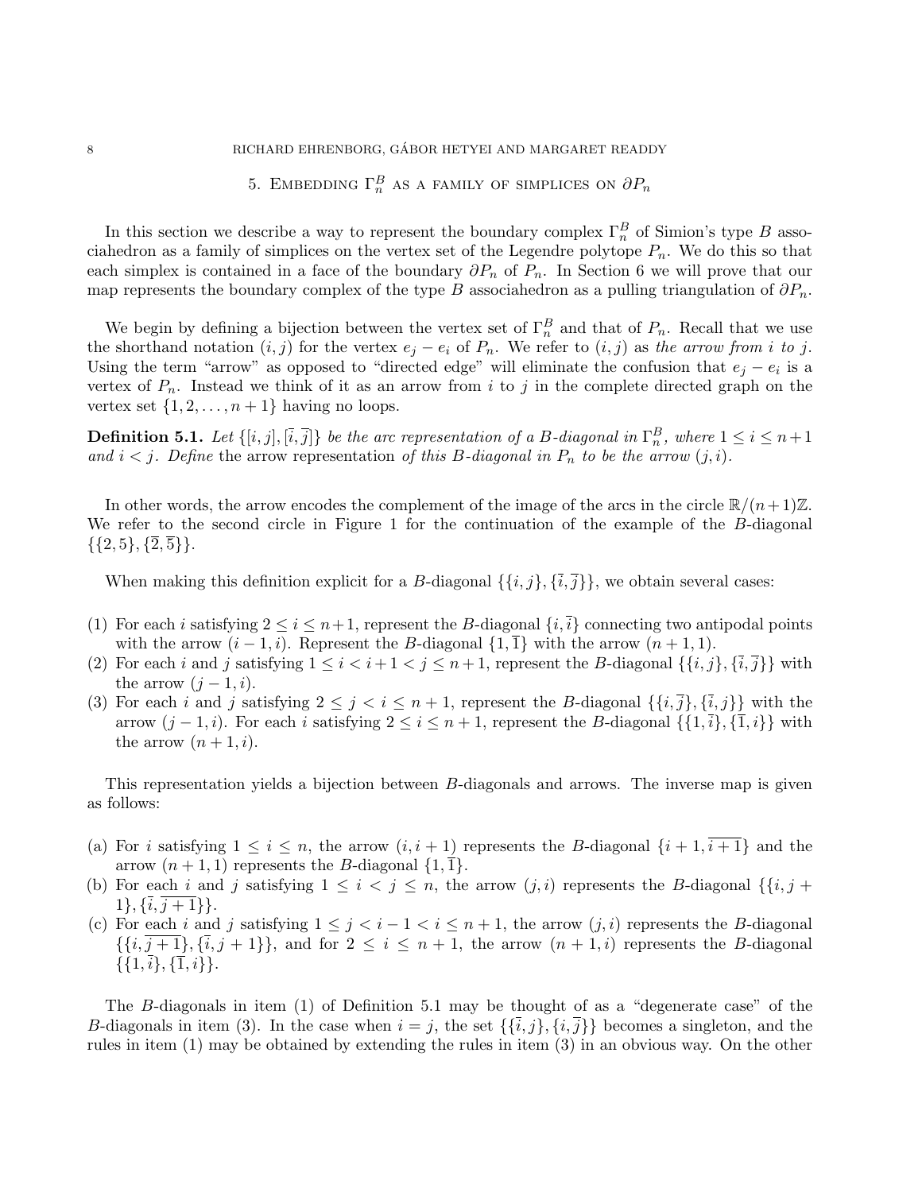## 5. Embedding $\Gamma_n^B$ as a family of simplices on $\partial P_n$

In this section we describe a way to represent the boundary complex $\Gamma_n^B$ of Simion's type $B$ associahedron as a family of simplices on the vertex set of the Legendre polytope $P_n$. We do this so that each simplex is contained in a face of the boundary $\partial P_n$ of $P_n$. In Section 6 we will prove that our map represents the boundary complex of the type $B$ associahedron as a pulling triangulation of $\partial P_n$.

We begin by defining a bijection between the vertex set of $\Gamma_n^B$ and that of $P_n$. Recall that we use the shorthand notation $(i,j)$ for the vertex $e_j - e_i$ of $P_n$. We refer to $(i,j)$ as *the arrow from $i$ to $j$*. Using the term "arrow" as opposed to "directed edge" will eliminate the confusion that $e_j - e_i$ is a vertex of $P_n$. Instead we think of it as an arrow from $i$ to $j$ in the complete directed graph on the vertex set $\{1, 2, \ldots, n+1\}$ having no loops.

**Definition 5.1.** *Let $\{[i,j], [\overline{i}, \overline{j}]\}$ be the arc representation of a $B$-diagonal in $\Gamma_n^B$, where $1 \leq i \leq n+1$ and $i < j$. Define* the arrow representation *of this $B$-diagonal in $P_n$ to be the arrow $(j, i)$.*

In other words, the arrow encodes the complement of the image of the arcs in the circle $\mathbb{R}/(n+1)\mathbb{Z}$. We refer to the second circle in Figure 1 for the continuation of the example of the $B$-diagonal $\{\{2,5\}, \{\overline{2}, \overline{5}\}\}$.

When making this definition explicit for a $B$-diagonal $\{\{i,j\}, \{\overline{i}, \overline{j}\}\}$, we obtain several cases:

(1) For each $i$ satisfying $2 \leq i \leq n+1$, represent the $B$-diagonal $\{i, \overline{i}\}$ connecting two antipodal points with the arrow $(i-1, i)$. Represent the $B$-diagonal $\{1, \overline{1}\}$ with the arrow $(n+1, 1)$.
(2) For each $i$ and $j$ satisfying $1 \leq i < i+1 < j \leq n+1$, represent the $B$-diagonal $\{\{i,j\}, \{\overline{i}, \overline{j}\}\}$ with the arrow $(j-1, i)$.
(3) For each $i$ and $j$ satisfying $2 \leq j < i \leq n+1$, represent the $B$-diagonal $\{\{i, \overline{j}\}, \{\overline{i}, j\}\}$ with the arrow $(j-1, i)$. For each $i$ satisfying $2 \leq i \leq n+1$, represent the $B$-diagonal $\{\{1, \overline{i}\}, \{\overline{1}, i\}\}$ with the arrow $(n+1, i)$.

This representation yields a bijection between $B$-diagonals and arrows. The inverse map is given as follows:

(a) For $i$ satisfying $1 \leq i \leq n$, the arrow $(i, i+1)$ represents the $B$-diagonal $\{i+1, \overline{i+1}\}$ and the arrow $(n+1, 1)$ represents the $B$-diagonal $\{1, \overline{1}\}$.
(b) For each $i$ and $j$ satisfying $1 \leq i < j \leq n$, the arrow $(j, i)$ represents the $B$-diagonal $\{\{i, j+1\}, \{\overline{i}, \overline{j+1}\}\}$.
(c) For each $i$ and $j$ satisfying $1 \leq j < i-1 < i \leq n+1$, the arrow $(j, i)$ represents the $B$-diagonal $\{\{i, \overline{j+1}\}, \{\overline{i}, j+1\}\}$, and for $2 \leq i \leq n+1$, the arrow $(n+1, i)$ represents the $B$-diagonal $\{\{1, \overline{i}\}, \{\overline{1}, i\}\}$.

The $B$-diagonals in item (1) of Definition 5.1 may be thought of as a "degenerate case" of the $B$-diagonals in item (3). In the case when $i = j$, the set $\{\{\overline{i}, j\}, \{i, \overline{j}\}\}$ becomes a singleton, and the rules in item (1) may be obtained by extending the rules in item (3) in an obvious way. On the other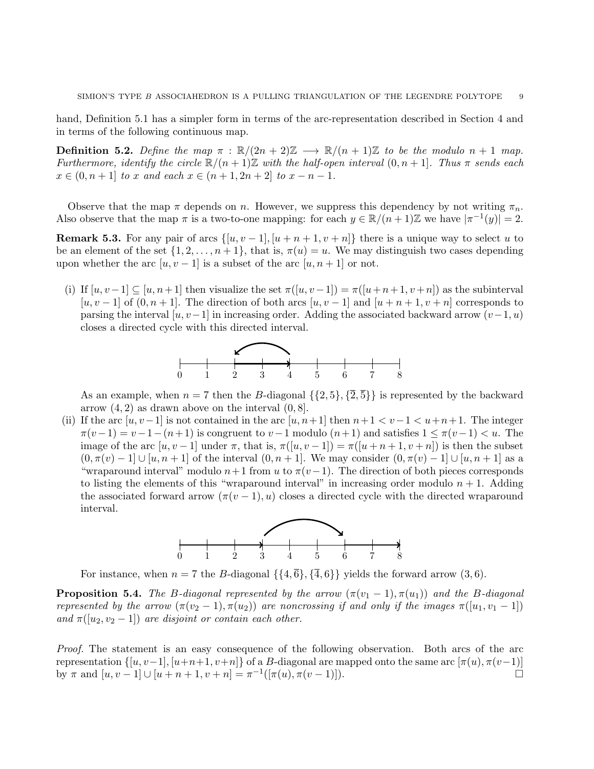hand, Definition 5.1 has a simpler form in terms of the arc-representation described in Section 4 and in terms of the following continuous map.

**Definition 5.2.** *Define the map $\pi : \mathbb{R}/(2n+2)\mathbb{Z} \longrightarrow \mathbb{R}/(n+1)\mathbb{Z}$ to be the modulo $n+1$ map. Furthermore, identify the circle $\mathbb{R}/(n+1)\mathbb{Z}$ with the half-open interval $(0, n+1]$. Thus $\pi$ sends each $x \in (0, n+1]$ to $x$ and each $x \in (n+1, 2n+2]$ to $x - n - 1$.*

Observe that the map $\pi$ depends on $n$. However, we suppress this dependency by not writing $\pi_n$. Also observe that the map $\pi$ is a two-to-one mapping: for each $y \in \mathbb{R}/(n+1)\mathbb{Z}$ we have $|\pi^{-1}(y)| = 2$.

**Remark 5.3.** For any pair of arcs $\{[u, v-1], [u+n+1, v+n]\}$ there is a unique way to select $u$ to be an element of the set $\{1, 2, \dots, n+1\}$, that is, $\pi(u) = u$. We may distinguish two cases depending upon whether the arc $[u, v-1]$ is a subset of the arc $[u, n+1]$ or not.

(i) If $[u, v-1] \subseteq [u, n+1]$ then visualize the set $\pi([u, v-1]) = \pi([u+n+1, v+n])$ as the subinterval $[u, v-1]$ of $(0, n+1]$. The direction of both arcs $[u, v-1]$ and $[u+n+1, v+n]$ corresponds to parsing the interval $[u, v-1]$ in increasing order. Adding the associated backward arrow $(v-1, u)$ closes a directed cycle with this directed interval.

0 1 2 3 4 5 6 7 8

As an example, when $n = 7$ then the $B$-diagonal $\{\{2, 5\}, \{\overline{2}, \overline{5}\}\}$ is represented by the backward arrow $(4, 2)$ as drawn above on the interval $(0, 8]$.

(ii) If the arc $[u, v-1]$ is not contained in the arc $[u, n+1]$ then $n+1 < v-1 < u+n+1$. The integer $\pi(v-1) = v-1-(n+1)$ is congruent to $v-1$ modulo $(n+1)$ and satisfies $1 \le \pi(v-1) < u$. The image of the arc $[u, v-1]$ under $\pi$, that is, $\pi([u, v-1]) = \pi([u+n+1, v+n])$ is then the subset $(0, \pi(v)-1] \cup [u, n+1]$ of the interval $(0, n+1]$. We may consider $(0, \pi(v)-1] \cup [u, n+1]$ as a "wraparound interval" modulo $n+1$ from $u$ to $\pi(v-1)$. The direction of both pieces corresponds to listing the elements of this "wraparound interval" in increasing order modulo $n+1$. Adding the associated forward arrow $(\pi(v-1), u)$ closes a directed cycle with the directed wraparound interval.

0 1 2 3 4 5 6 7 8

For instance, when $n = 7$ the $B$-diagonal $\{\{4, \overline{6}\}, \{\overline{4}, 6\}\}$ yields the forward arrow $(3, 6)$.

**Proposition 5.4.** *The $B$-diagonal represented by the arrow $(\pi(v_1 - 1), \pi(u_1))$ and the $B$-diagonal represented by the arrow $(\pi(v_2 - 1), \pi(u_2))$ are noncrossing if and only if the images $\pi([u_1, v_1 - 1])$ and $\pi([u_2, v_2 - 1])$ are disjoint or contain each other.*

*Proof.* The statement is an easy consequence of the following observation. Both arcs of the arc representation $\{[u, v-1], [u+n+1, v+n]\}$ of a $B$-diagonal are mapped onto the same arc $[\pi(u), \pi(v-1)]$ by $\pi$ and $[u, v-1] \cup [u+n+1, v+n] = \pi^{-1}([\pi(u), \pi(v-1)])$. $\square$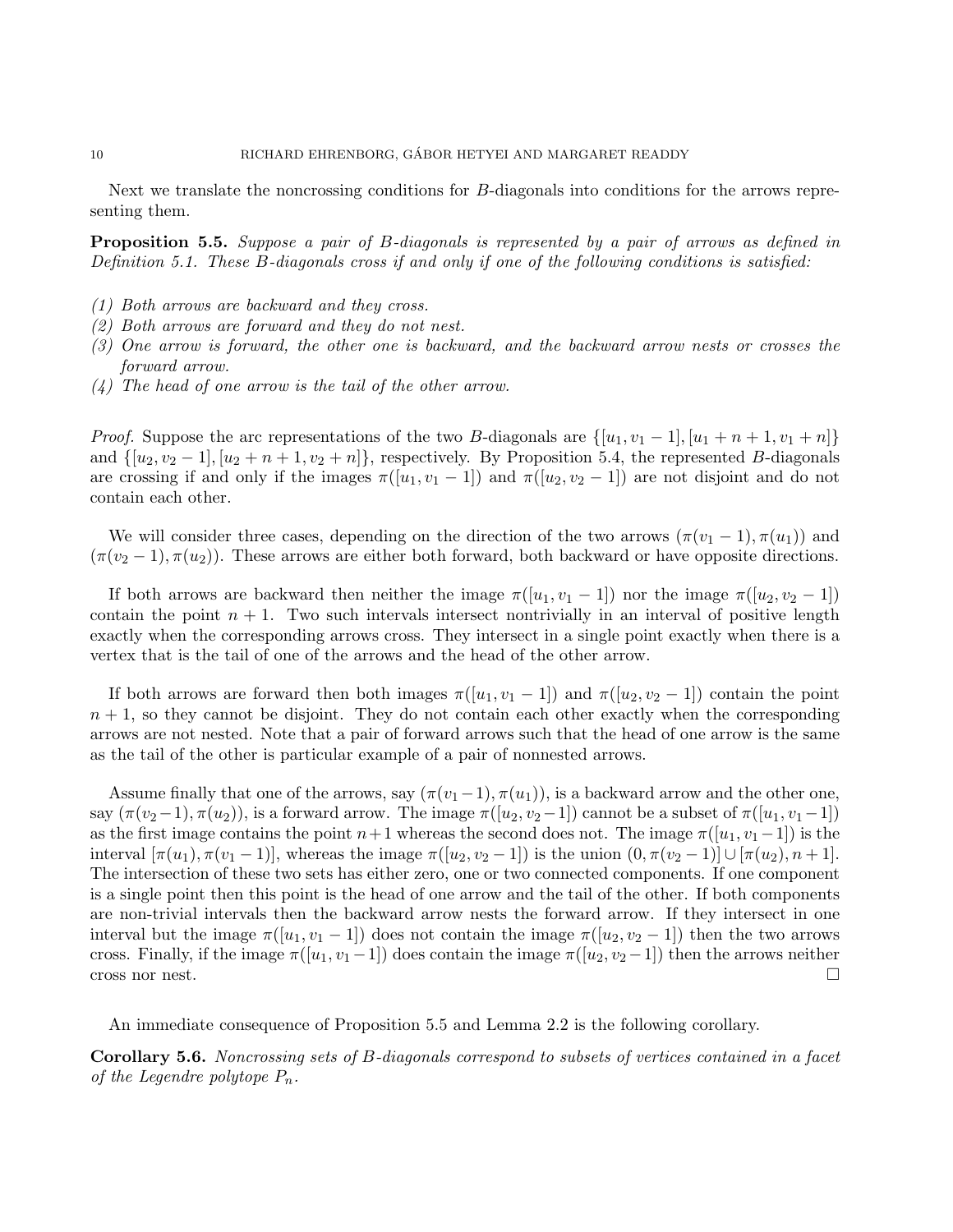Next we translate the noncrossing conditions for $B$-diagonals into conditions for the arrows representing them.

**Proposition 5.5.** *Suppose a pair of $B$-diagonals is represented by a pair of arrows as defined in Definition 5.1. These $B$-diagonals cross if and only if one of the following conditions is satisfied:*

1. *Both arrows are backward and they cross.*
2. *Both arrows are forward and they do not nest.*
3. *One arrow is forward, the other one is backward, and the backward arrow nests or crosses the forward arrow.*
4. *The head of one arrow is the tail of the other arrow.*

*Proof.* Suppose the arc representations of the two $B$-diagonals are $\{[u_1, v_1 - 1], [u_1 + n + 1, v_1 + n]\}$ and $\{[u_2, v_2 - 1], [u_2 + n + 1, v_2 + n]\}$, respectively. By Proposition 5.4, the represented $B$-diagonals are crossing if and only if the images $\pi([u_1, v_1 - 1])$ and $\pi([u_2, v_2 - 1])$ are not disjoint and do not contain each other.

We will consider three cases, depending on the direction of the two arrows $(\pi(v_1 - 1), \pi(u_1))$ and $(\pi(v_2 - 1), \pi(u_2))$. These arrows are either both forward, both backward or have opposite directions.

If both arrows are backward then neither the image $\pi([u_1, v_1 - 1])$ nor the image $\pi([u_2, v_2 - 1])$ contain the point $n + 1$. Two such intervals intersect nontrivially in an interval of positive length exactly when the corresponding arrows cross. They intersect in a single point exactly when there is a vertex that is the tail of one of the arrows and the head of the other arrow.

If both arrows are forward then both images $\pi([u_1, v_1 - 1])$ and $\pi([u_2, v_2 - 1])$ contain the point $n + 1$, so they cannot be disjoint. They do not contain each other exactly when the corresponding arrows are not nested. Note that a pair of forward arrows such that the head of one arrow is the same as the tail of the other is particular example of a pair of nonnested arrows.

Assume finally that one of the arrows, say $(\pi(v_1 - 1), \pi(u_1))$, is a backward arrow and the other one, say $(\pi(v_2 - 1), \pi(u_2))$, is a forward arrow. The image $\pi([u_2, v_2 - 1])$ cannot be a subset of $\pi([u_1, v_1 - 1])$ as the first image contains the point $n + 1$ whereas the second does not. The image $\pi([u_1, v_1 - 1])$ is the interval $[\pi(u_1), \pi(v_1 - 1)]$, whereas the image $\pi([u_2, v_2 - 1])$ is the union $(0, \pi(v_2 - 1)] \cup [\pi(u_2), n + 1]$. The intersection of these two sets has either zero, one or two connected components. If one component is a single point then this point is the head of one arrow and the tail of the other. If both components are non-trivial intervals then the backward arrow nests the forward arrow. If they intersect in one interval but the image $\pi([u_1, v_1 - 1])$ does not contain the image $\pi([u_2, v_2 - 1])$ then the two arrows cross. Finally, if the image $\pi([u_1, v_1 - 1])$ does contain the image $\pi([u_2, v_2 - 1])$ then the arrows neither cross nor nest. $\square$

An immediate consequence of Proposition 5.5 and Lemma 2.2 is the following corollary.

**Corollary 5.6.** *Noncrossing sets of $B$-diagonals correspond to subsets of vertices contained in a facet of the Legendre polytope $P_n$.*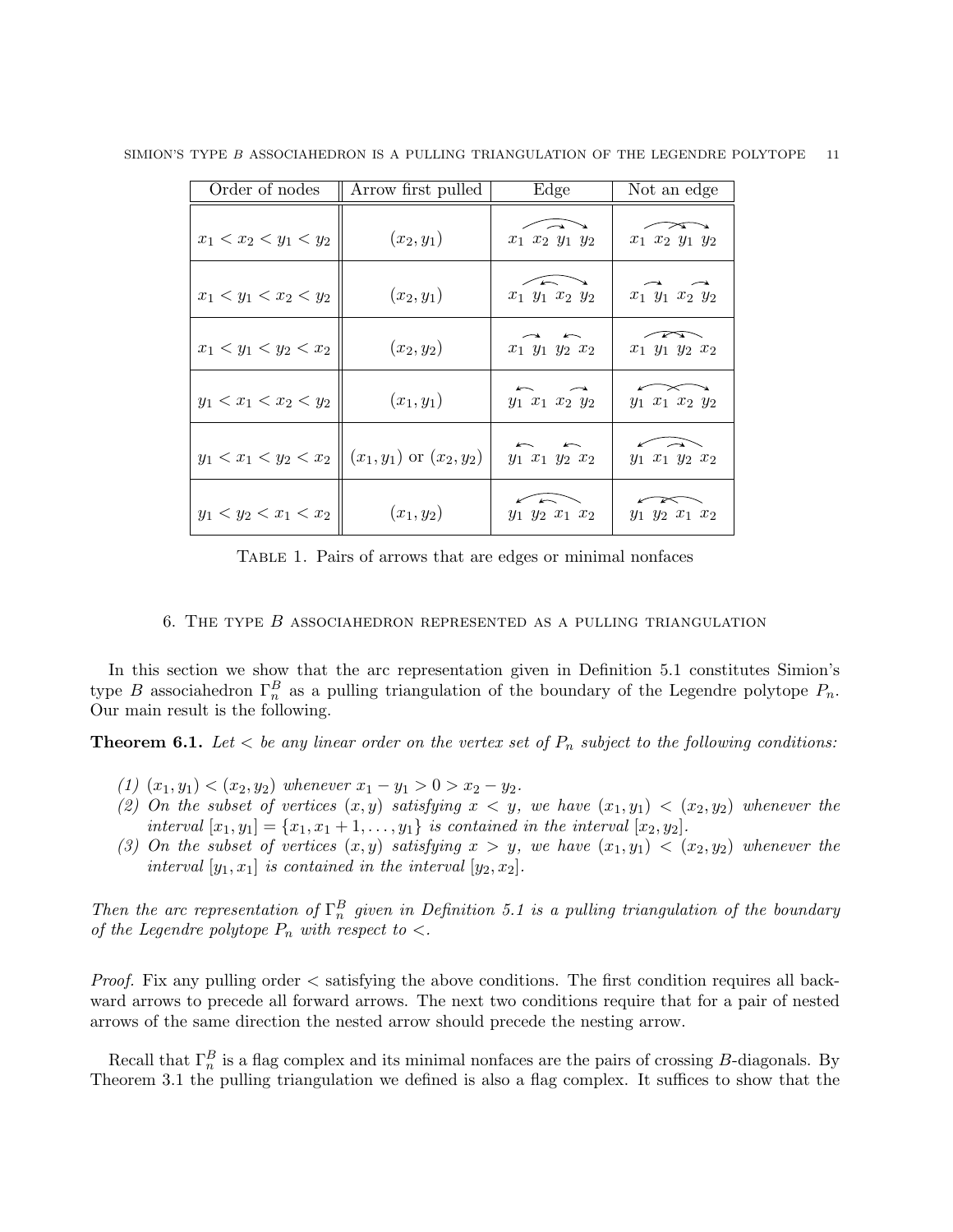| Order of nodes | Arrow first pulled | Edge | Not an edge |
|---|---|---|---|
| $x_1 < x_2 < y_1 < y_2$ | $(x_2, y_1)$ | $x_1\ x_2\ y_1\ y_2$ | $x_1\ x_2\ y_1\ y_2$ |
| $x_1 < y_1 < x_2 < y_2$ | $(x_2, y_1)$ | $x_1\ y_1\ x_2\ y_2$ | $x_1\ y_1\ x_2\ y_2$ |
| $x_1 < y_1 < y_2 < x_2$ | $(x_2, y_2)$ | $x_1\ y_1\ y_2\ x_2$ | $x_1\ y_1\ y_2\ x_2$ |
| $y_1 < x_1 < x_2 < y_2$ | $(x_1, y_1)$ | $y_1\ x_1\ x_2\ y_2$ | $y_1\ x_1\ x_2\ y_2$ |
| $y_1 < x_1 < y_2 < x_2$ | $(x_1, y_1)$ or $(x_2, y_2)$ | $y_1\ x_1\ y_2\ x_2$ | $y_1\ x_1\ y_2\ x_2$ |
| $y_1 < y_2 < x_1 < x_2$ | $(x_1, y_2)$ | $y_1\ y_2\ x_1\ x_2$ | $y_1\ y_2\ x_1\ x_2$ |

Table 1. Pairs of arrows that are edges or minimal nonfaces

## 6. The type $B$ associahedron represented as a pulling triangulation

In this section we show that the arc representation given in Definition 5.1 constitutes Simion's type $B$ associahedron $\Gamma_n^B$ as a pulling triangulation of the boundary of the Legendre polytope $P_n$. Our main result is the following.

**Theorem 6.1.** *Let $<$ be any linear order on the vertex set of $P_n$ subject to the following conditions:*

*(1) $(x_1, y_1) < (x_2, y_2)$ whenever $x_1 - y_1 > 0 > x_2 - y_2$.*

*(2) On the subset of vertices $(x, y)$ satisfying $x < y$, we have $(x_1, y_1) < (x_2, y_2)$ whenever the interval $[x_1, y_1] = \{x_1, x_1 + 1, \ldots, y_1\}$ is contained in the interval $[x_2, y_2]$.*

*(3) On the subset of vertices $(x, y)$ satisfying $x > y$, we have $(x_1, y_1) < (x_2, y_2)$ whenever the interval $[y_1, x_1]$ is contained in the interval $[y_2, x_2]$.*

*Then the arc representation of $\Gamma_n^B$ given in Definition 5.1 is a pulling triangulation of the boundary of the Legendre polytope $P_n$ with respect to $<$.*

*Proof.* Fix any pulling order $<$ satisfying the above conditions. The first condition requires all backward arrows to precede all forward arrows. The next two conditions require that for a pair of nested arrows of the same direction the nested arrow should precede the nesting arrow.

Recall that $\Gamma_n^B$ is a flag complex and its minimal nonfaces are the pairs of crossing $B$-diagonals. By Theorem 3.1 the pulling triangulation we defined is also a flag complex. It suffices to show that the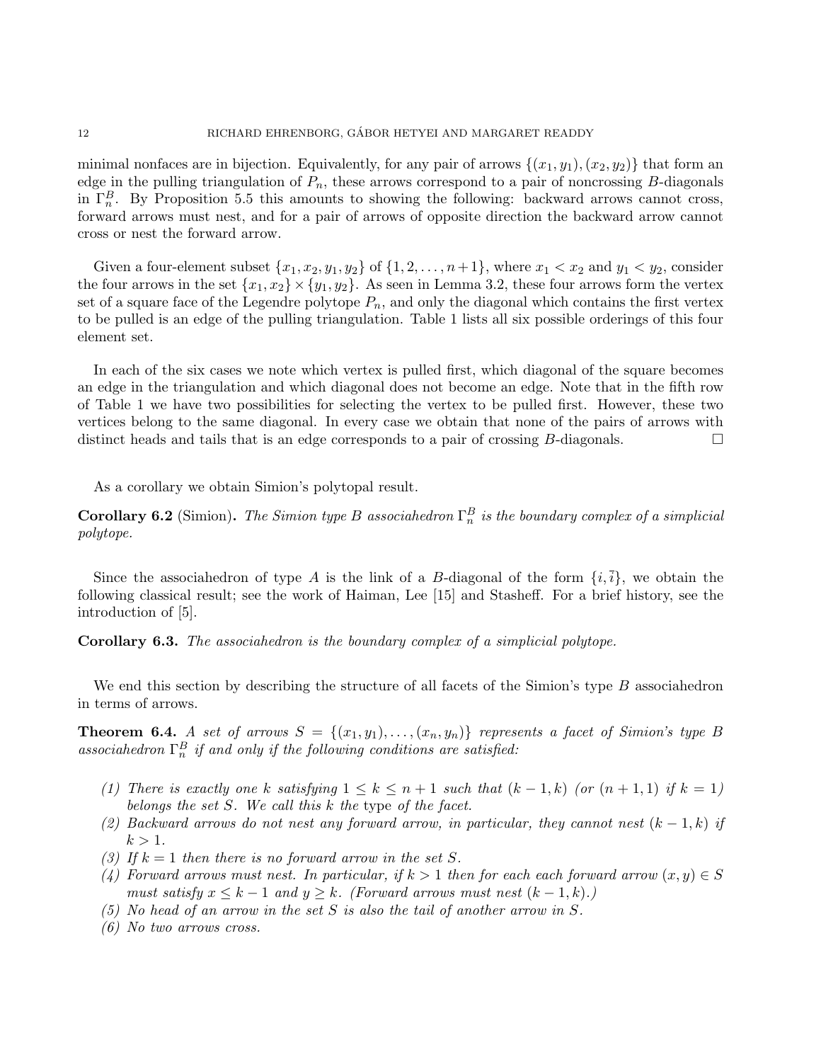minimal nonfaces are in bijection. Equivalently, for any pair of arrows $\{(x_1, y_1), (x_2, y_2)\}$ that form an edge in the pulling triangulation of $P_n$, these arrows correspond to a pair of noncrossing $B$-diagonals in $\Gamma_n^B$. By Proposition 5.5 this amounts to showing the following: backward arrows cannot cross, forward arrows must nest, and for a pair of arrows of opposite direction the backward arrow cannot cross or nest the forward arrow.

Given a four-element subset $\{x_1, x_2, y_1, y_2\}$ of $\{1, 2, \ldots, n+1\}$, where $x_1 < x_2$ and $y_1 < y_2$, consider the four arrows in the set $\{x_1, x_2\} \times \{y_1, y_2\}$. As seen in Lemma 3.2, these four arrows form the vertex set of a square face of the Legendre polytope $P_n$, and only the diagonal which contains the first vertex to be pulled is an edge of the pulling triangulation. Table 1 lists all six possible orderings of this four element set.

In each of the six cases we note which vertex is pulled first, which diagonal of the square becomes an edge in the triangulation and which diagonal does not become an edge. Note that in the fifth row of Table 1 we have two possibilities for selecting the vertex to be pulled first. However, these two vertices belong to the same diagonal. In every case we obtain that none of the pairs of arrows with distinct heads and tails that is an edge corresponds to a pair of crossing $B$-diagonals. □

As a corollary we obtain Simion's polytopal result.

**Corollary 6.2** (Simion)**.** *The Simion type B associahedron $\Gamma_n^B$ is the boundary complex of a simplicial polytope.*

Since the associahedron of type $A$ is the link of a $B$-diagonal of the form $\{i, \bar{i}\}$, we obtain the following classical result; see the work of Haiman, Lee [15] and Stasheff. For a brief history, see the introduction of [5].

**Corollary 6.3.** *The associahedron is the boundary complex of a simplicial polytope.*

We end this section by describing the structure of all facets of the Simion's type $B$ associahedron in terms of arrows.

**Theorem 6.4.** *A set of arrows $S = \{(x_1, y_1), \ldots, (x_n, y_n)\}$ represents a facet of Simion's type B associahedron $\Gamma_n^B$ if and only if the following conditions are satisfied:*

1. *There is exactly one $k$ satisfying $1 \leq k \leq n+1$ such that $(k-1, k)$ (or $(n+1, 1)$ if $k = 1$) belongs the set $S$. We call this $k$ the* type *of the facet.*
2. *Backward arrows do not nest any forward arrow, in particular, they cannot nest $(k-1, k)$ if $k > 1$.*
3. *If $k = 1$ then there is no forward arrow in the set $S$.*
4. *Forward arrows must nest. In particular, if $k > 1$ then for each each forward arrow $(x, y) \in S$ must satisfy $x \leq k-1$ and $y \geq k$. (Forward arrows must nest $(k-1, k)$.)*
5. *No head of an arrow in the set $S$ is also the tail of another arrow in $S$.*
6. *No two arrows cross.*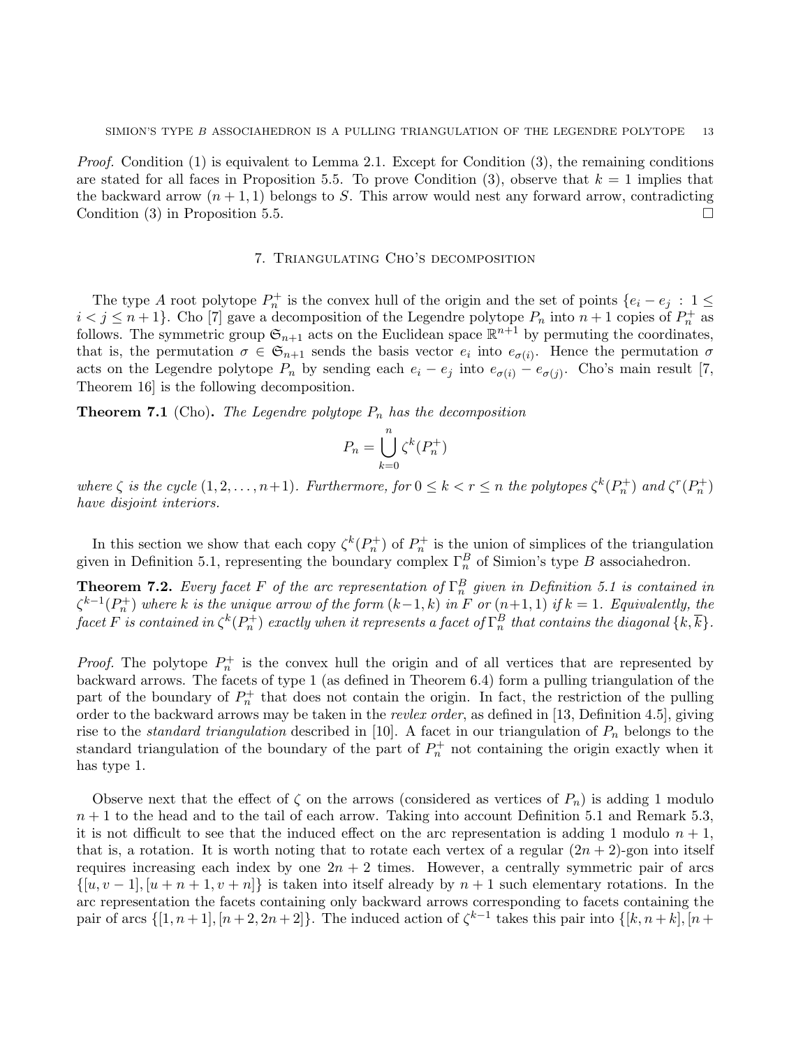*Proof.* Condition (1) is equivalent to Lemma 2.1. Except for Condition (3), the remaining conditions are stated for all faces in Proposition 5.5. To prove Condition (3), observe that $k = 1$ implies that the backward arrow $(n+1, 1)$ belongs to $S$. This arrow would nest any forward arrow, contradicting Condition (3) in Proposition 5.5. $\square$

## 7. Triangulating Cho's decomposition

The type $A$ root polytope $P_n^+$ is the convex hull of the origin and the set of points $\{e_i - e_j : 1 \leq i < j \leq n+1\}$. Cho [7] gave a decomposition of the Legendre polytope $P_n$ into $n+1$ copies of $P_n^+$ as follows. The symmetric group $\mathfrak{S}_{n+1}$ acts on the Euclidean space $\mathbb{R}^{n+1}$ by permuting the coordinates, that is, the permutation $\sigma \in \mathfrak{S}_{n+1}$ sends the basis vector $e_i$ into $e_{\sigma(i)}$. Hence the permutation $\sigma$ acts on the Legendre polytope $P_n$ by sending each $e_i - e_j$ into $e_{\sigma(i)} - e_{\sigma(j)}$. Cho's main result [7, Theorem 16] is the following decomposition.

**Theorem 7.1** (Cho). *The Legendre polytope $P_n$ has the decomposition*

$$P_n = \bigcup_{k=0}^{n} \zeta^k(P_n^+)$$

*where $\zeta$ is the cycle $(1, 2, \ldots, n+1)$. Furthermore, for $0 \leq k < r \leq n$ the polytopes $\zeta^k(P_n^+)$ and $\zeta^r(P_n^+)$ have disjoint interiors.*

In this section we show that each copy $\zeta^k(P_n^+)$ of $P_n^+$ is the union of simplices of the triangulation given in Definition 5.1, representing the boundary complex $\Gamma_n^B$ of Simion's type $B$ associahedron.

**Theorem 7.2.** *Every facet $F$ of the arc representation of $\Gamma_n^B$ given in Definition 5.1 is contained in $\zeta^{k-1}(P_n^+)$ where $k$ is the unique arrow of the form $(k-1, k)$ in $F$ or $(n+1, 1)$ if $k = 1$. Equivalently, the facet $F$ is contained in $\zeta^k(P_n^+)$ exactly when it represents a facet of $\Gamma_n^B$ that contains the diagonal $\{k, \overline{k}\}$.*

*Proof.* The polytope $P_n^+$ is the convex hull the origin and of all vertices that are represented by backward arrows. The facets of type 1 (as defined in Theorem 6.4) form a pulling triangulation of the part of the boundary of $P_n^+$ that does not contain the origin. In fact, the restriction of the pulling order to the backward arrows may be taken in the *revlex order*, as defined in [13, Definition 4.5], giving rise to the *standard triangulation* described in [10]. A facet in our triangulation of $P_n$ belongs to the standard triangulation of the boundary of the part of $P_n^+$ not containing the origin exactly when it has type 1.

Observe next that the effect of $\zeta$ on the arrows (considered as vertices of $P_n$) is adding 1 modulo $n+1$ to the head and to the tail of each arrow. Taking into account Definition 5.1 and Remark 5.3, it is not difficult to see that the induced effect on the arc representation is adding 1 modulo $n+1$, that is, a rotation. It is worth noting that to rotate each vertex of a regular $(2n+2)$-gon into itself requires increasing each index by one $2n+2$ times. However, a centrally symmetric pair of arcs $\{[u, v-1], [u+n+1, v+n]\}$ is taken into itself already by $n+1$ such elementary rotations. In the arc representation the facets containing only backward arrows corresponding to facets containing the pair of arcs $\{[1, n+1], [n+2, 2n+2]\}$. The induced action of $\zeta^{k-1}$ takes this pair into $\{[k, n+k], [n+$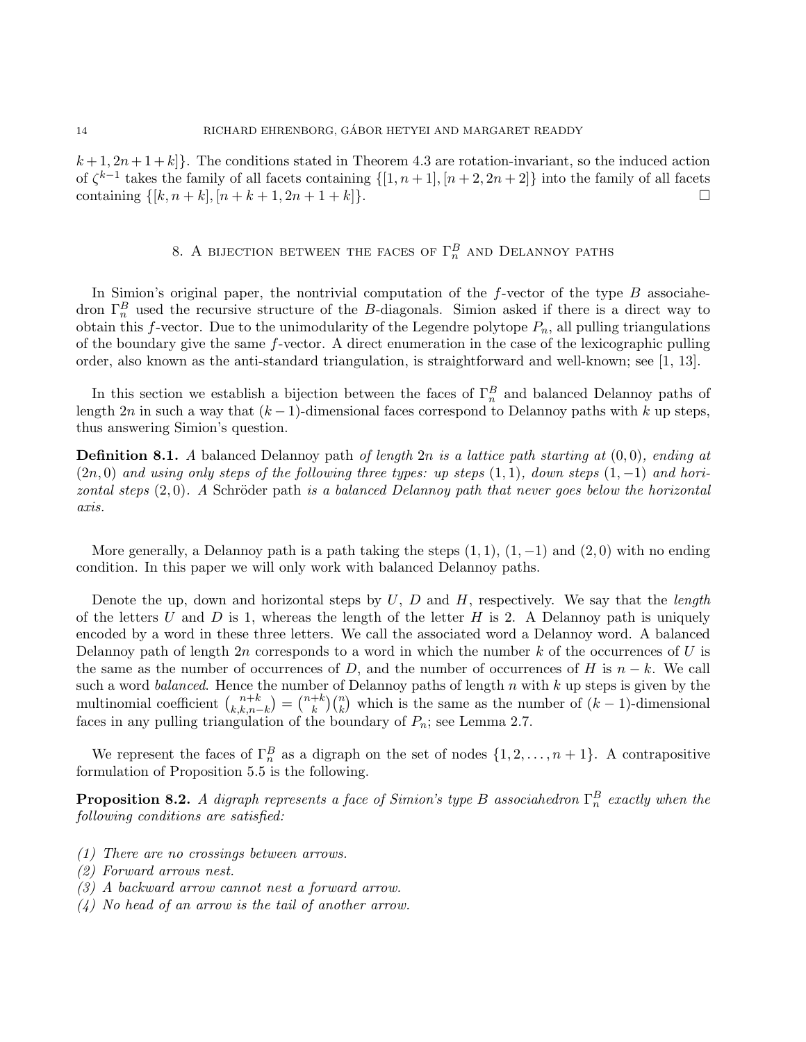$k+1, 2n+1+k]\}$. The conditions stated in Theorem 4.3 are rotation-invariant, so the induced action of $\zeta^{k-1}$ takes the family of all facets containing $\{[1, n+1], [n+2, 2n+2]\}$ into the family of all facets containing $\{[k, n+k], [n+k+1, 2n+1+k]\}$. □

## 8. A bijection between the faces of $\Gamma_n^B$ and Delannoy paths

In Simion's original paper, the nontrivial computation of the $f$-vector of the type $B$ associahedron $\Gamma_n^B$ used the recursive structure of the $B$-diagonals. Simion asked if there is a direct way to obtain this $f$-vector. Due to the unimodularity of the Legendre polytope $P_n$, all pulling triangulations of the boundary give the same $f$-vector. A direct enumeration in the case of the lexicographic pulling order, also known as the anti-standard triangulation, is straightforward and well-known; see [1, 13].

In this section we establish a bijection between the faces of $\Gamma_n^B$ and balanced Delannoy paths of length $2n$ in such a way that $(k-1)$-dimensional faces correspond to Delannoy paths with $k$ up steps, thus answering Simion's question.

**Definition 8.1.** *A* balanced Delannoy path *of length $2n$ is a lattice path starting at $(0,0)$, ending at $(2n,0)$ and using only steps of the following three types: up steps $(1,1)$, down steps $(1,-1)$ and horizontal steps $(2,0)$. A* Schröder path *is a balanced Delannoy path that never goes below the horizontal axis.*

More generally, a Delannoy path is a path taking the steps $(1,1)$, $(1,-1)$ and $(2,0)$ with no ending condition. In this paper we will only work with balanced Delannoy paths.

Denote the up, down and horizontal steps by $U$, $D$ and $H$, respectively. We say that the *length* of the letters $U$ and $D$ is 1, whereas the length of the letter $H$ is 2. A Delannoy path is uniquely encoded by a word in these three letters. We call the associated word a Delannoy word. A balanced Delannoy path of length $2n$ corresponds to a word in which the number $k$ of the occurrences of $U$ is the same as the number of occurrences of $D$, and the number of occurrences of $H$ is $n-k$. We call such a word *balanced*. Hence the number of Delannoy paths of length $n$ with $k$ up steps is given by the multinomial coefficient $\binom{n+k}{k,k,n-k} = \binom{n+k}{k}\binom{n}{k}$ which is the same as the number of $(k-1)$-dimensional faces in any pulling triangulation of the boundary of $P_n$; see Lemma 2.7.

We represent the faces of $\Gamma_n^B$ as a digraph on the set of nodes $\{1, 2, \ldots, n+1\}$. A contrapositive formulation of Proposition 5.5 is the following.

**Proposition 8.2.** *A digraph represents a face of Simion's type B associahedron $\Gamma_n^B$ exactly when the following conditions are satisfied:*

*(1) There are no crossings between arrows.*
*(2) Forward arrows nest.*
*(3) A backward arrow cannot nest a forward arrow.*
*(4) No head of an arrow is the tail of another arrow.*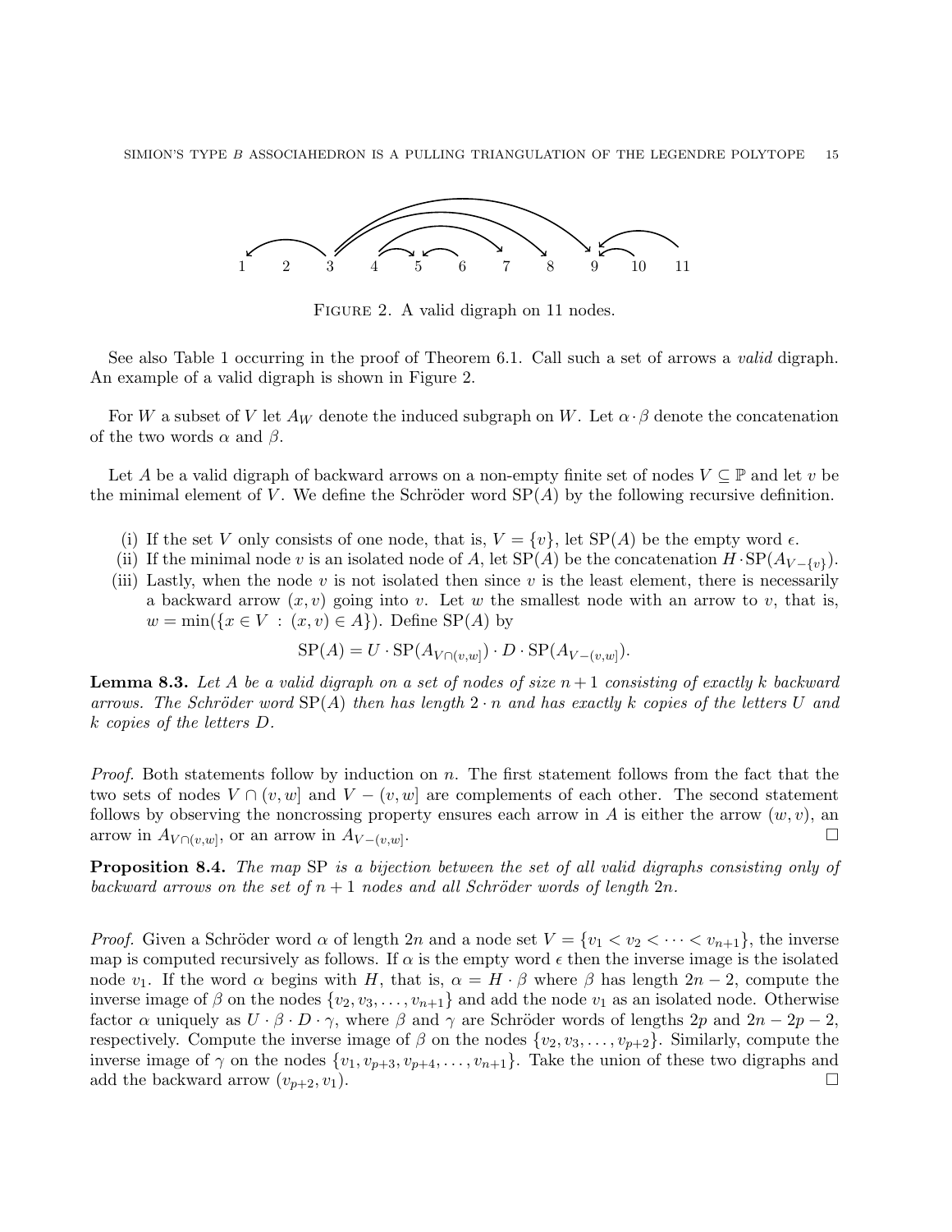1 2 3 4 5 6 7 8 9 10 11

Figure 2. A valid digraph on 11 nodes.

See also Table 1 occurring in the proof of Theorem 6.1. Call such a set of arrows a *valid* digraph. An example of a valid digraph is shown in Figure 2.

For $W$ a subset of $V$ let $A_W$ denote the induced subgraph on $W$. Let $\alpha \cdot \beta$ denote the concatenation of the two words $\alpha$ and $\beta$.

Let $A$ be a valid digraph of backward arrows on a non-empty finite set of nodes $V \subseteq \mathbb{P}$ and let $v$ be the minimal element of $V$. We define the Schröder word $\mathrm{SP}(A)$ by the following recursive definition.

(i) If the set $V$ only consists of one node, that is, $V = \{v\}$, let $\mathrm{SP}(A)$ be the empty word $\epsilon$.

(ii) If the minimal node $v$ is an isolated node of $A$, let $\mathrm{SP}(A)$ be the concatenation $H \cdot \mathrm{SP}(A_{V-\{v\}})$.

(iii) Lastly, when the node $v$ is not isolated then since $v$ is the least element, there is necessarily a backward arrow $(x, v)$ going into $v$. Let $w$ the smallest node with an arrow to $v$, that is, $w = \min(\{x \in V \,:\, (x, v) \in A\})$. Define $\mathrm{SP}(A)$ by

$$\mathrm{SP}(A) = U \cdot \mathrm{SP}(A_{V \cap (v,w]}) \cdot D \cdot \mathrm{SP}(A_{V-(v,w]}).$$

**Lemma 8.3.** *Let $A$ be a valid digraph on a set of nodes of size $n+1$ consisting of exactly $k$ backward arrows. The Schröder word $\mathrm{SP}(A)$ then has length $2 \cdot n$ and has exactly $k$ copies of the letters $U$ and $k$ copies of the letters $D$.*

*Proof.* Both statements follow by induction on $n$. The first statement follows from the fact that the two sets of nodes $V \cap (v, w]$ and $V - (v, w]$ are complements of each other. The second statement follows by observing the noncrossing property ensures each arrow in $A$ is either the arrow $(w, v)$, an arrow in $A_{V \cap (v,w]}$, or an arrow in $A_{V-(v,w]}$. □

**Proposition 8.4.** *The map SP is a bijection between the set of all valid digraphs consisting only of backward arrows on the set of $n+1$ nodes and all Schröder words of length $2n$.*

*Proof.* Given a Schröder word $\alpha$ of length $2n$ and a node set $V = \{v_1 < v_2 < \cdots < v_{n+1}\}$, the inverse map is computed recursively as follows. If $\alpha$ is the empty word $\epsilon$ then the inverse image is the isolated node $v_1$. If the word $\alpha$ begins with $H$, that is, $\alpha = H \cdot \beta$ where $\beta$ has length $2n-2$, compute the inverse image of $\beta$ on the nodes $\{v_2, v_3, \ldots, v_{n+1}\}$ and add the node $v_1$ as an isolated node. Otherwise factor $\alpha$ uniquely as $U \cdot \beta \cdot D \cdot \gamma$, where $\beta$ and $\gamma$ are Schröder words of lengths $2p$ and $2n-2p-2$, respectively. Compute the inverse image of $\beta$ on the nodes $\{v_2, v_3, \ldots, v_{p+2}\}$. Similarly, compute the inverse image of $\gamma$ on the nodes $\{v_1, v_{p+3}, v_{p+4}, \ldots, v_{n+1}\}$. Take the union of these two digraphs and add the backward arrow $(v_{p+2}, v_1)$. □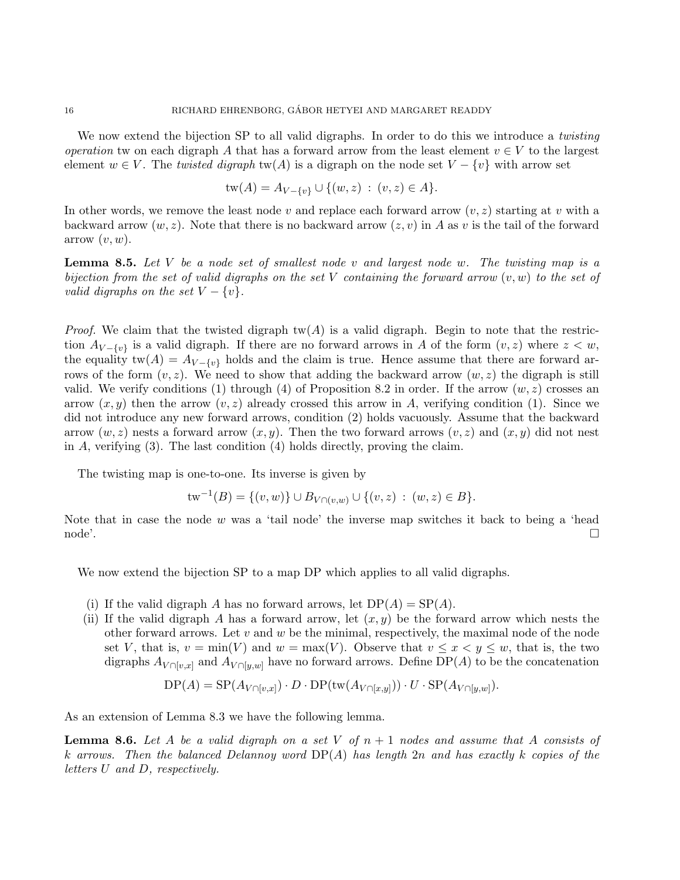We now extend the bijection SP to all valid digraphs. In order to do this we introduce a *twisting operation* tw on each digraph $A$ that has a forward arrow from the least element $v \in V$ to the largest element $w \in V$. The *twisted digraph* $\text{tw}(A)$ is a digraph on the node set $V - \{v\}$ with arrow set

$$\text{tw}(A) = A_{V-\{v\}} \cup \{(w, z) \,:\, (v, z) \in A\}.$$

In other words, we remove the least node $v$ and replace each forward arrow $(v, z)$ starting at $v$ with a backward arrow $(w, z)$. Note that there is no backward arrow $(z, v)$ in $A$ as $v$ is the tail of the forward arrow $(v, w)$.

**Lemma 8.5.** *Let $V$ be a node set of smallest node $v$ and largest node $w$. The twisting map is a bijection from the set of valid digraphs on the set $V$ containing the forward arrow $(v, w)$ to the set of valid digraphs on the set $V - \{v\}$.*

*Proof.* We claim that the twisted digraph $\text{tw}(A)$ is a valid digraph. Begin to note that the restriction $A_{V-\{v\}}$ is a valid digraph. If there are no forward arrows in $A$ of the form $(v, z)$ where $z < w$, the equality $\text{tw}(A) = A_{V-\{v\}}$ holds and the claim is true. Hence assume that there are forward arrows of the form $(v, z)$. We need to show that adding the backward arrow $(w, z)$ the digraph is still valid. We verify conditions (1) through (4) of Proposition 8.2 in order. If the arrow $(w, z)$ crosses an arrow $(x, y)$ then the arrow $(v, z)$ already crossed this arrow in $A$, verifying condition (1). Since we did not introduce any new forward arrows, condition (2) holds vacuously. Assume that the backward arrow $(w, z)$ nests a forward arrow $(x, y)$. Then the two forward arrows $(v, z)$ and $(x, y)$ did not nest in $A$, verifying (3). The last condition (4) holds directly, proving the claim.

The twisting map is one-to-one. Its inverse is given by

$$\text{tw}^{-1}(B) = \{(v, w)\} \cup B_{V \cap (v,w)} \cup \{(v, z) \,:\, (w, z) \in B\}.$$

Note that in case the node $w$ was a 'tail node' the inverse map switches it back to being a 'head node'. $\square$

We now extend the bijection SP to a map DP which applies to all valid digraphs.

(i) If the valid digraph $A$ has no forward arrows, let $\text{DP}(A) = \text{SP}(A)$.

(ii) If the valid digraph $A$ has a forward arrow, let $(x, y)$ be the forward arrow which nests the other forward arrows. Let $v$ and $w$ be the minimal, respectively, the maximal node of the node set $V$, that is, $v = \min(V)$ and $w = \max(V)$. Observe that $v \leq x < y \leq w$, that is, the two digraphs $A_{V \cap [v,x]}$ and $A_{V \cap [y,w]}$ have no forward arrows. Define $\text{DP}(A)$ to be the concatenation

$$\text{DP}(A) = \text{SP}(A_{V \cap [v,x]}) \cdot D \cdot \text{DP}(\text{tw}(A_{V \cap [x,y]})) \cdot U \cdot \text{SP}(A_{V \cap [y,w]}).$$

As an extension of Lemma 8.3 we have the following lemma.

**Lemma 8.6.** *Let $A$ be a valid digraph on a set $V$ of $n + 1$ nodes and assume that $A$ consists of $k$ arrows. Then the balanced Delannoy word $\text{DP}(A)$ has length $2n$ and has exactly $k$ copies of the letters $U$ and $D$, respectively.*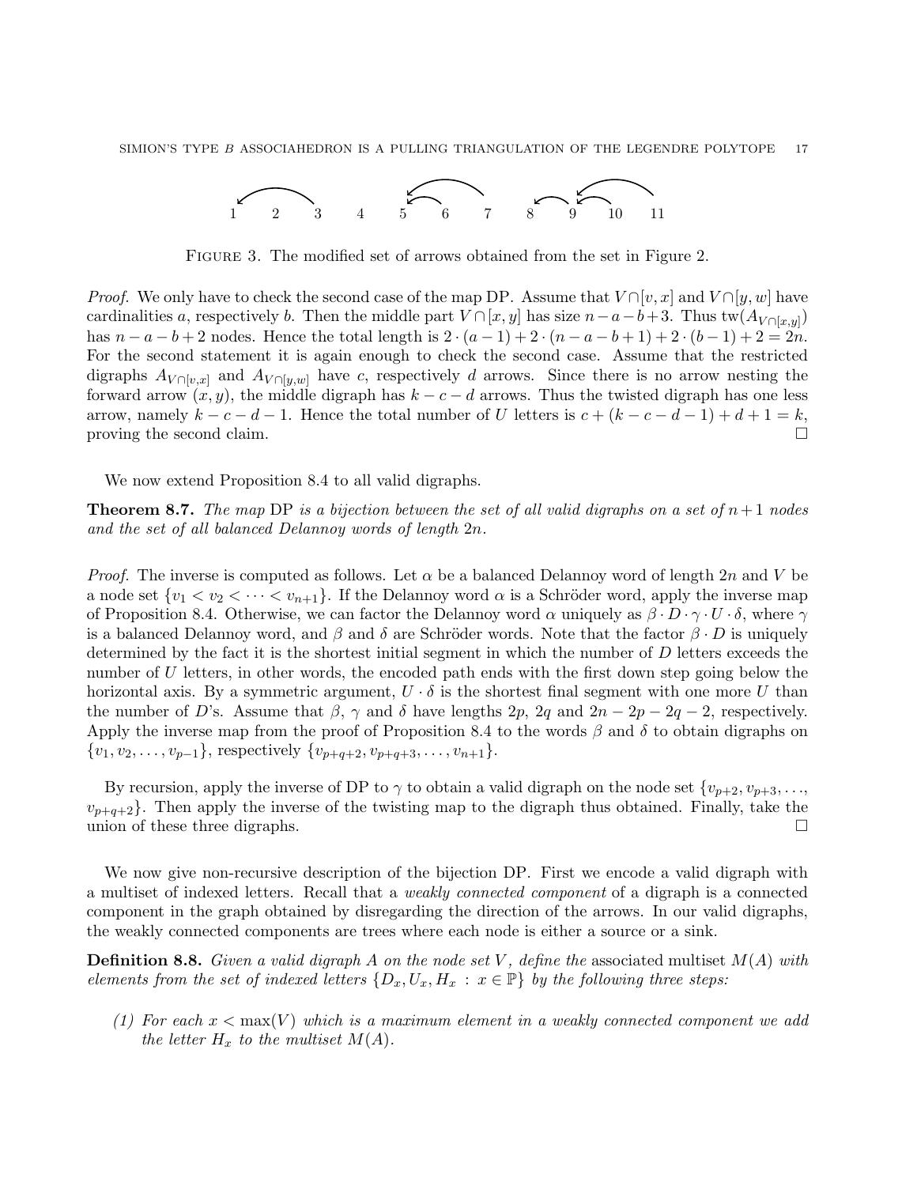1 2 3 4 5 6 7 8 9 10 11

Figure 3. The modified set of arrows obtained from the set in Figure 2.

*Proof.* We only have to check the second case of the map DP. Assume that $V\cap[v,x]$ and $V\cap[y,w]$ have cardinalities $a$, respectively $b$. Then the middle part $V\cap[x,y]$ has size $n-a-b+3$. Thus $\operatorname{tw}(A_{V\cap[x,y]})$ has $n-a-b+2$ nodes. Hence the total length is $2\cdot(a-1)+2\cdot(n-a-b+1)+2\cdot(b-1)+2=2n$. For the second statement it is again enough to check the second case. Assume that the restricted digraphs $A_{V\cap[v,x]}$ and $A_{V\cap[y,w]}$ have $c$, respectively $d$ arrows. Since there is no arrow nesting the forward arrow $(x,y)$, the middle digraph has $k-c-d$ arrows. Thus the twisted digraph has one less arrow, namely $k-c-d-1$. Hence the total number of $U$ letters is $c+(k-c-d-1)+d+1=k$, proving the second claim. □

We now extend Proposition 8.4 to all valid digraphs.

**Theorem 8.7.** *The map* DP *is a bijection between the set of all valid digraphs on a set of $n+1$ nodes and the set of all balanced Delannoy words of length $2n$.*

*Proof.* The inverse is computed as follows. Let $\alpha$ be a balanced Delannoy word of length $2n$ and $V$ be a node set $\{v_1<v_2<\cdots<v_{n+1}\}$. If the Delannoy word $\alpha$ is a Schröder word, apply the inverse map of Proposition 8.4. Otherwise, we can factor the Delannoy word $\alpha$ uniquely as $\beta\cdot D\cdot\gamma\cdot U\cdot\delta$, where $\gamma$ is a balanced Delannoy word, and $\beta$ and $\delta$ are Schröder words. Note that the factor $\beta\cdot D$ is uniquely determined by the fact it is the shortest initial segment in which the number of $D$ letters exceeds the number of $U$ letters, in other words, the encoded path ends with the first down step going below the horizontal axis. By a symmetric argument, $U\cdot\delta$ is the shortest final segment with one more $U$ than the number of $D$'s. Assume that $\beta$, $\gamma$ and $\delta$ have lengths $2p$, $2q$ and $2n-2p-2q-2$, respectively. Apply the inverse map from the proof of Proposition 8.4 to the words $\beta$ and $\delta$ to obtain digraphs on $\{v_1,v_2,\ldots,v_{p-1}\}$, respectively $\{v_{p+q+2},v_{p+q+3},\ldots,v_{n+1}\}$.

By recursion, apply the inverse of DP to $\gamma$ to obtain a valid digraph on the node set $\{v_{p+2},v_{p+3},\ldots,v_{p+q+2}\}$. Then apply the inverse of the twisting map to the digraph thus obtained. Finally, take the union of these three digraphs. □

We now give non-recursive description of the bijection DP. First we encode a valid digraph with a multiset of indexed letters. Recall that a *weakly connected component* of a digraph is a connected component in the graph obtained by disregarding the direction of the arrows. In our valid digraphs, the weakly connected components are trees where each node is either a source or a sink.

**Definition 8.8.** *Given a valid digraph $A$ on the node set $V$, define the* associated multiset $M(A)$ *with elements from the set of indexed letters $\{D_x,U_x,H_x : x\in\mathbb{P}\}$ by the following three steps:*

1. *For each $x<\max(V)$ which is a maximum element in a weakly connected component we add the letter $H_x$ to the multiset $M(A)$.*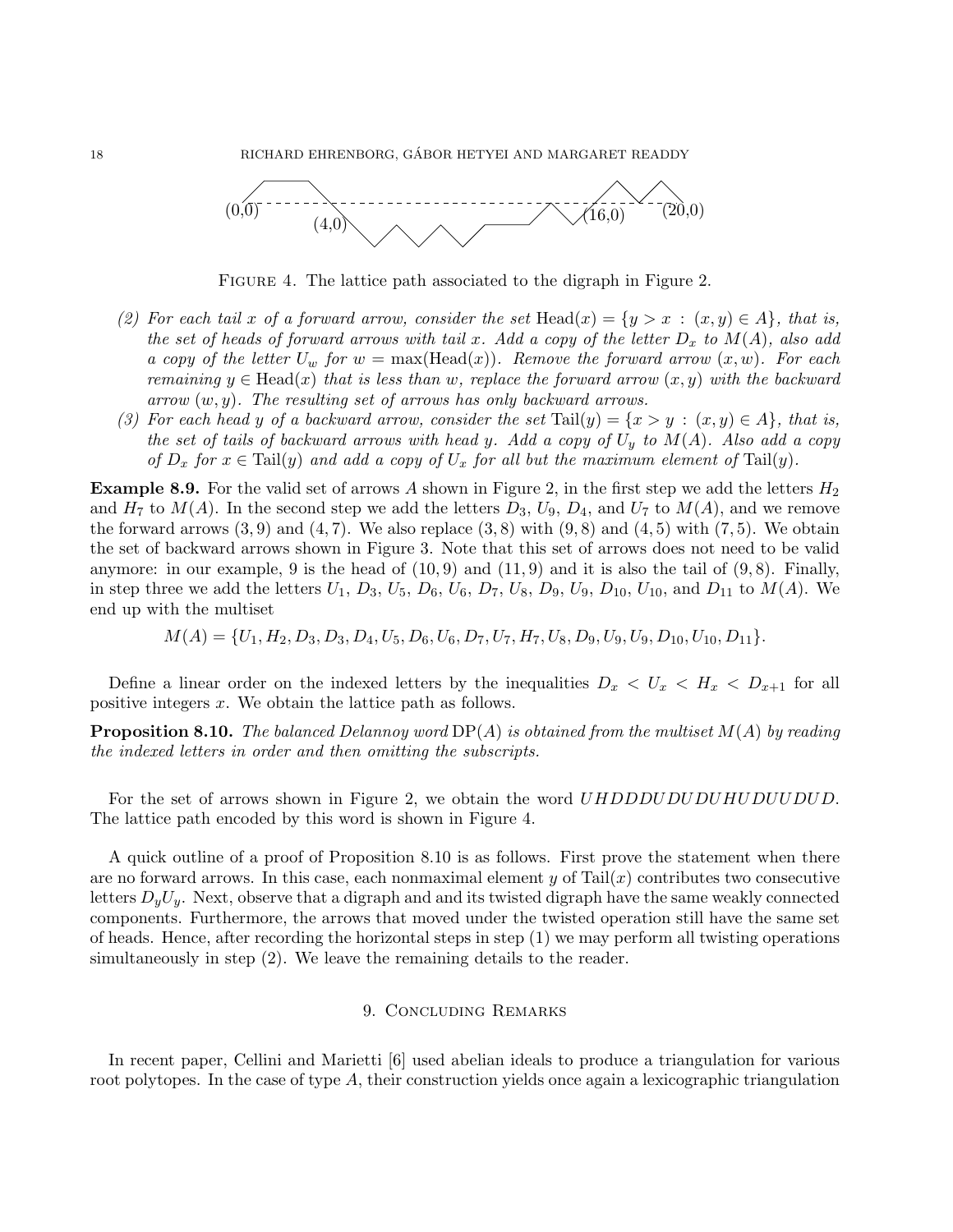(0,0) (4,0) (16,0) (20,0)

Figure 4. The lattice path associated to the digraph in Figure 2.

(2) *For each tail $x$ of a forward arrow, consider the set* $\mathrm{Head}(x) = \{y > x : (x, y) \in A\}$*, that is, the set of heads of forward arrows with tail $x$. Add a copy of the letter $D_x$ to $M(A)$, also add a copy of the letter $U_w$ for $w = \max(\mathrm{Head}(x))$. Remove the forward arrow $(x, w)$. For each remaining $y \in \mathrm{Head}(x)$ that is less than $w$, replace the forward arrow $(x, y)$ with the backward arrow $(w, y)$. The resulting set of arrows has only backward arrows.*

(3) *For each head $y$ of a backward arrow, consider the set* $\mathrm{Tail}(y) = \{x > y : (x, y) \in A\}$*, that is, the set of tails of backward arrows with head $y$. Add a copy of $U_y$ to $M(A)$. Also add a copy of $D_x$ for $x \in \mathrm{Tail}(y)$ and add a copy of $U_x$ for all but the maximum element of* $\mathrm{Tail}(y)$*.*

**Example 8.9.** For the valid set of arrows $A$ shown in Figure 2, in the first step we add the letters $H_2$ and $H_7$ to $M(A)$. In the second step we add the letters $D_3$, $U_9$, $D_4$, and $U_7$ to $M(A)$, and we remove the forward arrows $(3, 9)$ and $(4, 7)$. We also replace $(3, 8)$ with $(9, 8)$ and $(4, 5)$ with $(7, 5)$. We obtain the set of backward arrows shown in Figure 3. Note that this set of arrows does not need to be valid anymore: in our example, 9 is the head of $(10, 9)$ and $(11, 9)$ and it is also the tail of $(9, 8)$. Finally, in step three we add the letters $U_1$, $D_3$, $U_5$, $D_6$, $U_6$, $D_7$, $U_8$, $D_9$, $U_9$, $D_{10}$, $U_{10}$, and $D_{11}$ to $M(A)$. We end up with the multiset

$$M(A) = \{U_1, H_2, D_3, D_3, D_4, U_5, D_6, U_6, D_7, U_7, H_7, U_8, D_9, U_9, U_9, D_{10}, U_{10}, D_{11}\}.$$

Define a linear order on the indexed letters by the inequalities $D_x < U_x < H_x < D_{x+1}$ for all positive integers $x$. We obtain the lattice path as follows.

**Proposition 8.10.** *The balanced Delannoy word* $\mathrm{DP}(A)$ *is obtained from the multiset $M(A)$ by reading the indexed letters in order and then omitting the subscripts.*

For the set of arrows shown in Figure 2, we obtain the word $UHDDDUDUDUHUDUUDUD$. The lattice path encoded by this word is shown in Figure 4.

A quick outline of a proof of Proposition 8.10 is as follows. First prove the statement when there are no forward arrows. In this case, each nonmaximal element $y$ of $\mathrm{Tail}(x)$ contributes two consecutive letters $D_yU_y$. Next, observe that a digraph and and its twisted digraph have the same weakly connected components. Furthermore, the arrows that moved under the twisted operation still have the same set of heads. Hence, after recording the horizontal steps in step (1) we may perform all twisting operations simultaneously in step (2). We leave the remaining details to the reader.

## 9. Concluding Remarks

In recent paper, Cellini and Marietti [6] used abelian ideals to produce a triangulation for various root polytopes. In the case of type $A$, their construction yields once again a lexicographic triangulation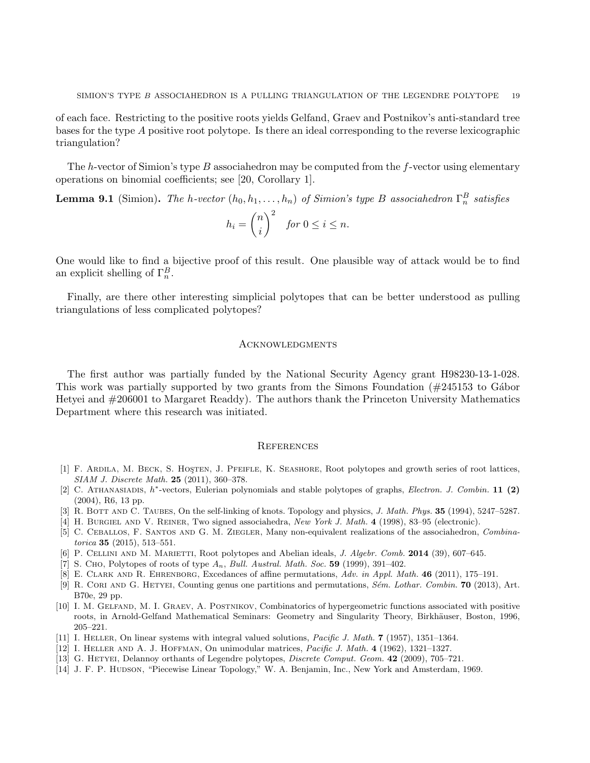of each face. Restricting to the positive roots yields Gelfand, Graev and Postnikov's anti-standard tree bases for the type $A$ positive root polytope. Is there an ideal corresponding to the reverse lexicographic triangulation?

The $h$-vector of Simion's type $B$ associahedron may be computed from the $f$-vector using elementary operations on binomial coefficients; see [20, Corollary 1].

**Lemma 9.1** (Simion). *The $h$-vector $(h_0, h_1, \ldots, h_n)$ of Simion's type $B$ associahedron $\Gamma_n^B$ satisfies*

$$h_i = \binom{n}{i}^2 \quad \text{for } 0 \leq i \leq n.$$

One would like to find a bijective proof of this result. One plausible way of attack would be to find an explicit shelling of $\Gamma_n^B$.

Finally, are there other interesting simplicial polytopes that can be better understood as pulling triangulations of less complicated polytopes?

## Acknowledgments

The first author was partially funded by the National Security Agency grant H98230-13-1-028. This work was partially supported by two grants from the Simons Foundation (#245153 to Gábor Hetyei and #206001 to Margaret Readdy). The authors thank the Princeton University Mathematics Department where this research was initiated.

## References

[1] F. Ardila, M. Beck, S. Hoşten, J. Pfeifle, K. Seashore, Root polytopes and growth series of root lattices, *SIAM J. Discrete Math.* **25** (2011), 360–378.

[2] C. Athanasiadis, $h^*$-vectors, Eulerian polynomials and stable polytopes of graphs, *Electron. J. Combin.* **11 (2)** (2004), R6, 13 pp.

[3] R. Bott and C. Taubes, On the self-linking of knots. Topology and physics, *J. Math. Phys.* **35** (1994), 5247–5287.

[4] H. Burgiel and V. Reiner, Two signed associahedra, *New York J. Math.* **4** (1998), 83–95 (electronic).

[5] C. Ceballos, F. Santos and G. M. Ziegler, Many non-equivalent realizations of the associahedron, *Combinatorica* **35** (2015), 513–551.

[6] P. Cellini and M. Marietti, Root polytopes and Abelian ideals, *J. Algebr. Comb.* **2014** (39), 607–645.

[7] S. Cho, Polytopes of roots of type $A_n$, *Bull. Austral. Math. Soc.* **59** (1999), 391–402.

[8] E. Clark and R. Ehrenborg, Excedances of affine permutations, *Adv. in Appl. Math.* **46** (2011), 175–191.

[9] R. Cori and G. Hetyei, Counting genus one partitions and permutations, *Sém. Lothar. Combin.* **70** (2013), Art. B70e, 29 pp.

[10] I. M. Gelfand, M. I. Graev, A. Postnikov, Combinatorics of hypergeometric functions associated with positive roots, in Arnold-Gelfand Mathematical Seminars: Geometry and Singularity Theory, Birkhäuser, Boston, 1996, 205–221.

[11] I. Heller, On linear systems with integral valued solutions, *Pacific J. Math.* **7** (1957), 1351–1364.

[12] I. Heller and A. J. Hoffman, On unimodular matrices, *Pacific J. Math.* **4** (1962), 1321–1327.

[13] G. Hetyei, Delannoy orthants of Legendre polytopes, *Discrete Comput. Geom.* **42** (2009), 705–721.

[14] J. F. P. Hudson, "Piecewise Linear Topology," W. A. Benjamin, Inc., New York and Amsterdam, 1969.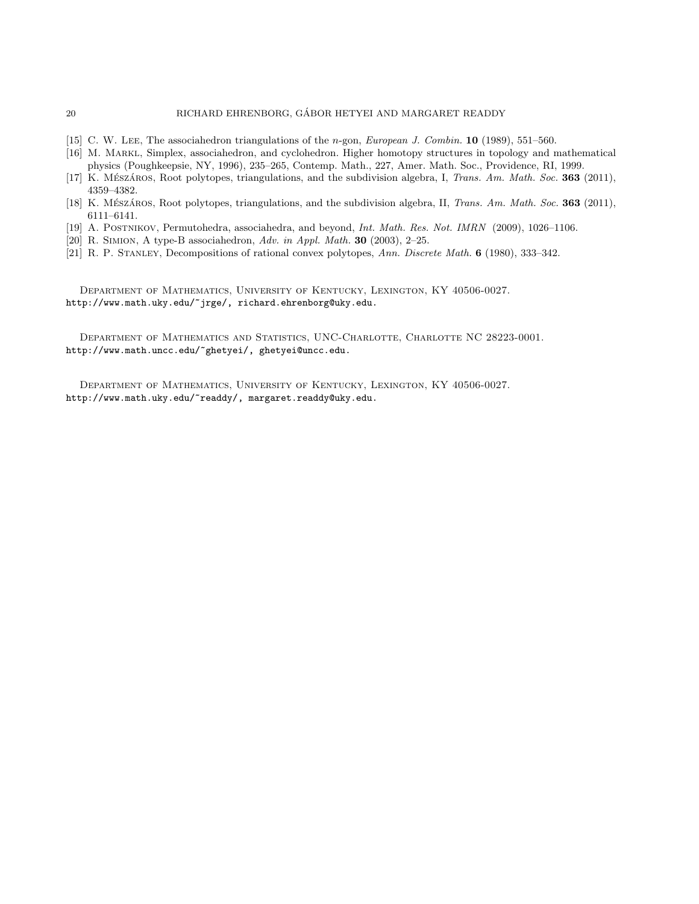[15] C. W. Lee, The associahedron triangulations of the $n$-gon, *European J. Combin.* **10** (1989), 551–560.

[16] M. Markl, Simplex, associahedron, and cyclohedron. Higher homotopy structures in topology and mathematical physics (Poughkeepsie, NY, 1996), 235–265, Contemp. Math., 227, Amer. Math. Soc., Providence, RI, 1999.

[17] K. Mészáros, Root polytopes, triangulations, and the subdivision algebra, I, *Trans. Am. Math. Soc.* **363** (2011), 4359–4382.

[18] K. Mészáros, Root polytopes, triangulations, and the subdivision algebra, II, *Trans. Am. Math. Soc.* **363** (2011), 6111–6141.

[19] A. Postnikov, Permutohedra, associahedra, and beyond, *Int. Math. Res. Not. IMRN* (2009), 1026–1106.

[20] R. Simion, A type-B associahedron, *Adv. in Appl. Math.* **30** (2003), 2–25.

[21] R. P. Stanley, Decompositions of rational convex polytopes, *Ann. Discrete Math.* **6** (1980), 333–342.

Department of Mathematics, University of Kentucky, Lexington, KY 40506-0027.
http://www.math.uky.edu/~jrge/, richard.ehrenborg@uky.edu.

Department of Mathematics and Statistics, UNC-Charlotte, Charlotte NC 28223-0001.
http://www.math.uncc.edu/~ghetyei/, ghetyei@uncc.edu.

Department of Mathematics, University of Kentucky, Lexington, KY 40506-0027.
http://www.math.uky.edu/~readdy/, margaret.readdy@uky.edu.